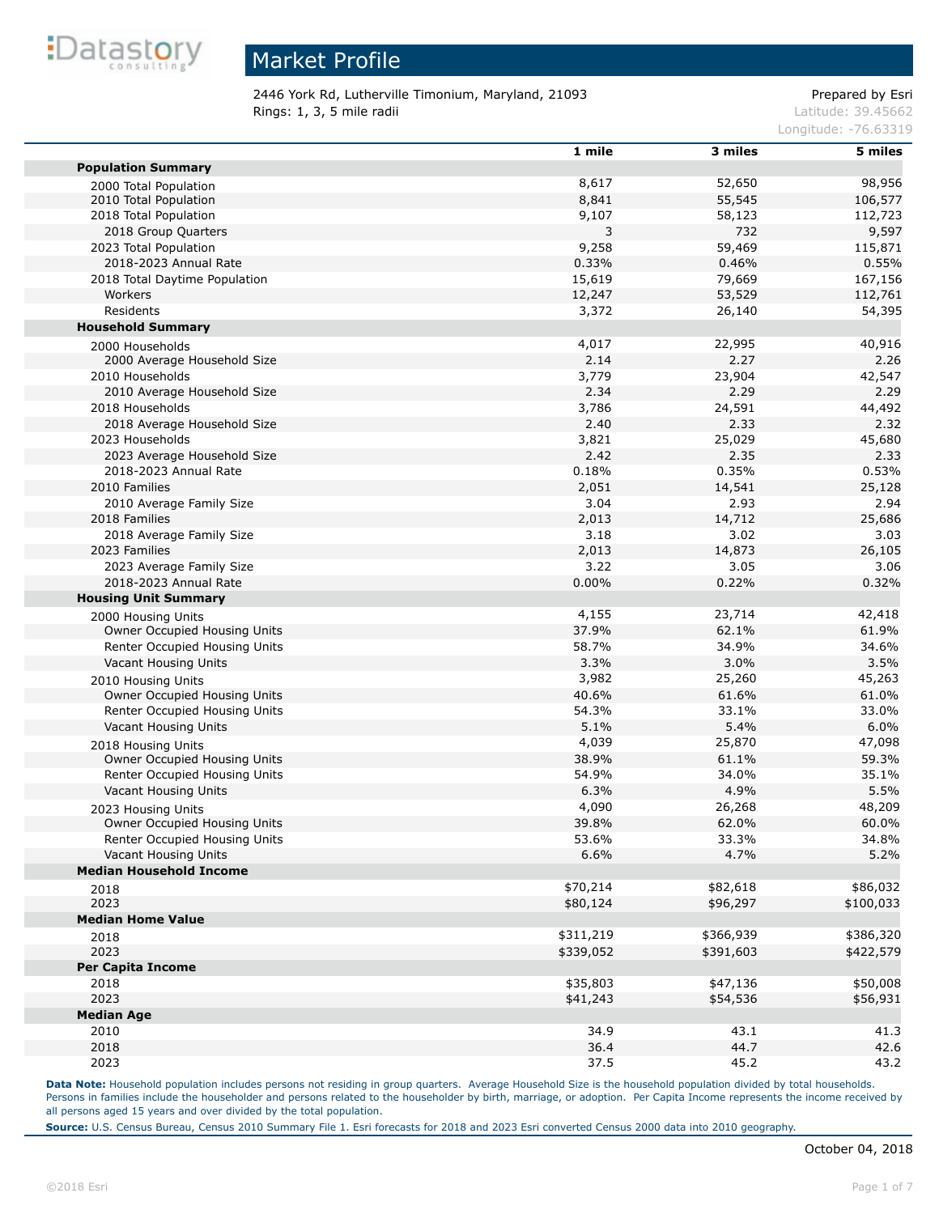# Market Profile

2446 York Rd, Lutherville Timonium, Maryland, 21093
Rings: 1, 3, 5 mile radii

Prepared by Esri
Latitude: 39.45662
Longitude: -76.63319

| | 1 mile | 3 miles | 5 miles |
|---|---|---|---|
| **Population Summary** | | | |
| 2000 Total Population | 8,617 | 52,650 | 98,956 |
| 2010 Total Population | 8,841 | 55,545 | 106,577 |
| 2018 Total Population | 9,107 | 58,123 | 112,723 |
| 2018 Group Quarters | 3 | 732 | 9,597 |
| 2023 Total Population | 9,258 | 59,469 | 115,871 |
| 2018-2023 Annual Rate | 0.33% | 0.46% | 0.55% |
| 2018 Total Daytime Population | 15,619 | 79,669 | 167,156 |
| Workers | 12,247 | 53,529 | 112,761 |
| Residents | 3,372 | 26,140 | 54,395 |
| **Household Summary** | | | |
| 2000 Households | 4,017 | 22,995 | 40,916 |
| 2000 Average Household Size | 2.14 | 2.27 | 2.26 |
| 2010 Households | 3,779 | 23,904 | 42,547 |
| 2010 Average Household Size | 2.34 | 2.29 | 2.29 |
| 2018 Households | 3,786 | 24,591 | 44,492 |
| 2018 Average Household Size | 2.40 | 2.33 | 2.32 |
| 2023 Households | 3,821 | 25,029 | 45,680 |
| 2023 Average Household Size | 2.42 | 2.35 | 2.33 |
| 2018-2023 Annual Rate | 0.18% | 0.35% | 0.53% |
| 2010 Families | 2,051 | 14,541 | 25,128 |
| 2010 Average Family Size | 3.04 | 2.93 | 2.94 |
| 2018 Families | 2,013 | 14,712 | 25,686 |
| 2018 Average Family Size | 3.18 | 3.02 | 3.03 |
| 2023 Families | 2,013 | 14,873 | 26,105 |
| 2023 Average Family Size | 3.22 | 3.05 | 3.06 |
| 2018-2023 Annual Rate | 0.00% | 0.22% | 0.32% |
| **Housing Unit Summary** | | | |
| 2000 Housing Units | 4,155 | 23,714 | 42,418 |
| Owner Occupied Housing Units | 37.9% | 62.1% | 61.9% |
| Renter Occupied Housing Units | 58.7% | 34.9% | 34.6% |
| Vacant Housing Units | 3.3% | 3.0% | 3.5% |
| 2010 Housing Units | 3,982 | 25,260 | 45,263 |
| Owner Occupied Housing Units | 40.6% | 61.6% | 61.0% |
| Renter Occupied Housing Units | 54.3% | 33.1% | 33.0% |
| Vacant Housing Units | 5.1% | 5.4% | 6.0% |
| 2018 Housing Units | 4,039 | 25,870 | 47,098 |
| Owner Occupied Housing Units | 38.9% | 61.1% | 59.3% |
| Renter Occupied Housing Units | 54.9% | 34.0% | 35.1% |
| Vacant Housing Units | 6.3% | 4.9% | 5.5% |
| 2023 Housing Units | 4,090 | 26,268 | 48,209 |
| Owner Occupied Housing Units | 39.8% | 62.0% | 60.0% |
| Renter Occupied Housing Units | 53.6% | 33.3% | 34.8% |
| Vacant Housing Units | 6.6% | 4.7% | 5.2% |
| **Median Household Income** | | | |
| 2018 | $70,214 | $82,618 | $86,032 |
| 2023 | $80,124 | $96,297 | $100,033 |
| **Median Home Value** | | | |
| 2018 | $311,219 | $366,939 | $386,320 |
| 2023 | $339,052 | $391,603 | $422,579 |
| **Per Capita Income** | | | |
| 2018 | $35,803 | $47,136 | $50,008 |
| 2023 | $41,243 | $54,536 | $56,931 |
| **Median Age** | | | |
| 2010 | 34.9 | 43.1 | 41.3 |
| 2018 | 36.4 | 44.7 | 42.6 |
| 2023 | 37.5 | 45.2 | 43.2 |

**Data Note:** Household population includes persons not residing in group quarters. Average Household Size is the household population divided by total households. Persons in families include the householder and persons related to the householder by birth, marriage, or adoption. Per Capita Income represents the income received by all persons aged 15 years and over divided by the total population.

**Source:** U.S. Census Bureau, Census 2010 Summary File 1. Esri forecasts for 2018 and 2023 Esri converted Census 2000 data into 2010 geography.

October 04, 2018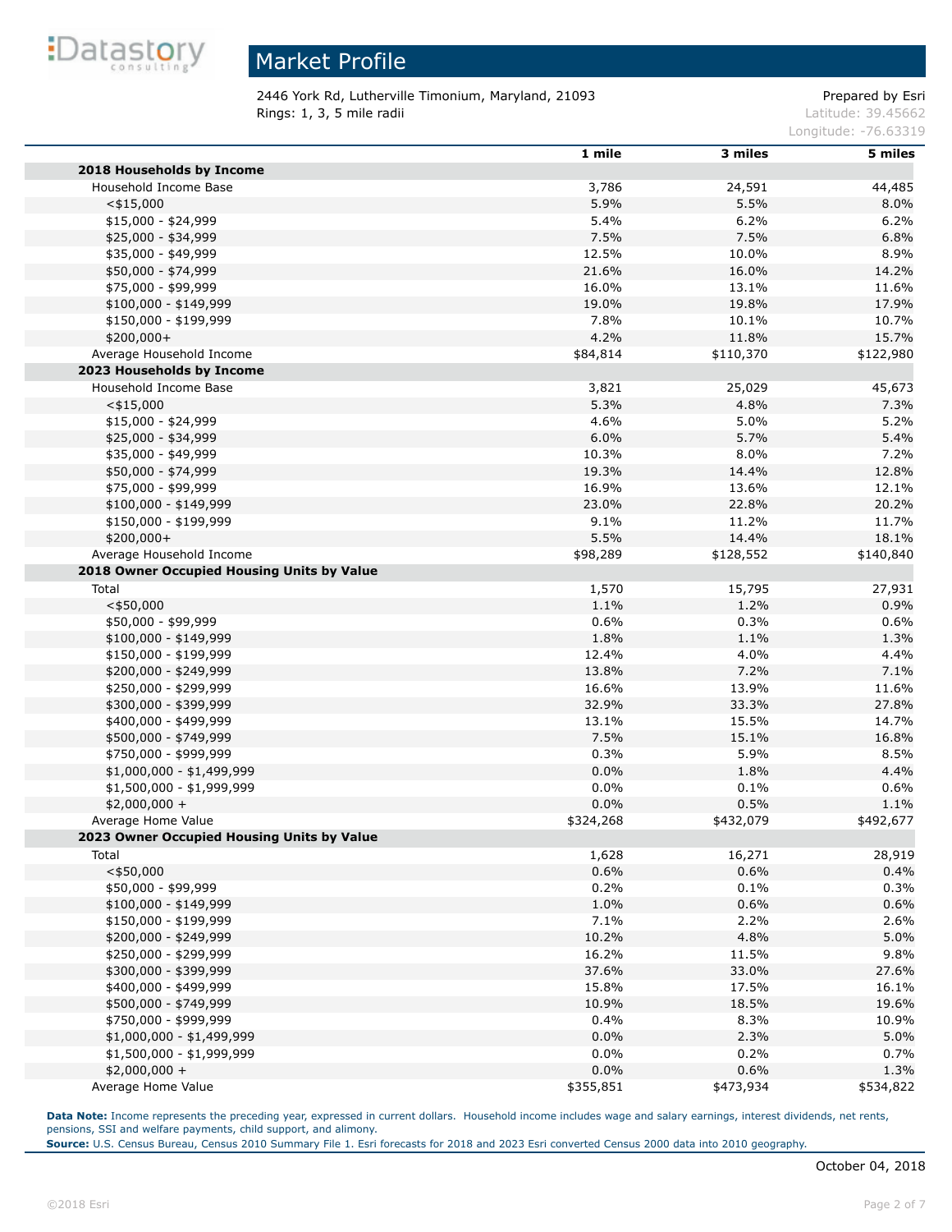# Market Profile

2446 York Rd, Lutherville Timonium, Maryland, 21093
Rings: 1, 3, 5 mile radii

Prepared by Esri
Latitude: 39.45662
Longitude: -76.63319

| | 1 mile | 3 miles | 5 miles |
|---|---|---|---|
| **2018 Households by Income** | | | |
| Household Income Base | 3,786 | 24,591 | 44,485 |
| <$15,000 | 5.9% | 5.5% | 8.0% |
| $15,000 - $24,999 | 5.4% | 6.2% | 6.2% |
| $25,000 - $34,999 | 7.5% | 7.5% | 6.8% |
| $35,000 - $49,999 | 12.5% | 10.0% | 8.9% |
| $50,000 - $74,999 | 21.6% | 16.0% | 14.2% |
| $75,000 - $99,999 | 16.0% | 13.1% | 11.6% |
| $100,000 - $149,999 | 19.0% | 19.8% | 17.9% |
| $150,000 - $199,999 | 7.8% | 10.1% | 10.7% |
| $200,000+ | 4.2% | 11.8% | 15.7% |
| Average Household Income | $84,814 | $110,370 | $122,980 |
| **2023 Households by Income** | | | |
| Household Income Base | 3,821 | 25,029 | 45,673 |
| <$15,000 | 5.3% | 4.8% | 7.3% |
| $15,000 - $24,999 | 4.6% | 5.0% | 5.2% |
| $25,000 - $34,999 | 6.0% | 5.7% | 5.4% |
| $35,000 - $49,999 | 10.3% | 8.0% | 7.2% |
| $50,000 - $74,999 | 19.3% | 14.4% | 12.8% |
| $75,000 - $99,999 | 16.9% | 13.6% | 12.1% |
| $100,000 - $149,999 | 23.0% | 22.8% | 20.2% |
| $150,000 - $199,999 | 9.1% | 11.2% | 11.7% |
| $200,000+ | 5.5% | 14.4% | 18.1% |
| Average Household Income | $98,289 | $128,552 | $140,840 |
| **2018 Owner Occupied Housing Units by Value** | | | |
| Total | 1,570 | 15,795 | 27,931 |
| <$50,000 | 1.1% | 1.2% | 0.9% |
| $50,000 - $99,999 | 0.6% | 0.3% | 0.6% |
| $100,000 - $149,999 | 1.8% | 1.1% | 1.3% |
| $150,000 - $199,999 | 12.4% | 4.0% | 4.4% |
| $200,000 - $249,999 | 13.8% | 7.2% | 7.1% |
| $250,000 - $299,999 | 16.6% | 13.9% | 11.6% |
| $300,000 - $399,999 | 32.9% | 33.3% | 27.8% |
| $400,000 - $499,999 | 13.1% | 15.5% | 14.7% |
| $500,000 - $749,999 | 7.5% | 15.1% | 16.8% |
| $750,000 - $999,999 | 0.3% | 5.9% | 8.5% |
| $1,000,000 - $1,499,999 | 0.0% | 1.8% | 4.4% |
| $1,500,000 - $1,999,999 | 0.0% | 0.1% | 0.6% |
| $2,000,000 + | 0.0% | 0.5% | 1.1% |
| Average Home Value | $324,268 | $432,079 | $492,677 |
| **2023 Owner Occupied Housing Units by Value** | | | |
| Total | 1,628 | 16,271 | 28,919 |
| <$50,000 | 0.6% | 0.6% | 0.4% |
| $50,000 - $99,999 | 0.2% | 0.1% | 0.3% |
| $100,000 - $149,999 | 1.0% | 0.6% | 0.6% |
| $150,000 - $199,999 | 7.1% | 2.2% | 2.6% |
| $200,000 - $249,999 | 10.2% | 4.8% | 5.0% |
| $250,000 - $299,999 | 16.2% | 11.5% | 9.8% |
| $300,000 - $399,999 | 37.6% | 33.0% | 27.6% |
| $400,000 - $499,999 | 15.8% | 17.5% | 16.1% |
| $500,000 - $749,999 | 10.9% | 18.5% | 19.6% |
| $750,000 - $999,999 | 0.4% | 8.3% | 10.9% |
| $1,000,000 - $1,499,999 | 0.0% | 2.3% | 5.0% |
| $1,500,000 - $1,999,999 | 0.0% | 0.2% | 0.7% |
| $2,000,000 + | 0.0% | 0.6% | 1.3% |
| Average Home Value | $355,851 | $473,934 | $534,822 |

**Data Note:** Income represents the preceding year, expressed in current dollars. Household income includes wage and salary earnings, interest dividends, net rents, pensions, SSI and welfare payments, child support, and alimony.
**Source:** U.S. Census Bureau, Census 2010 Summary File 1. Esri forecasts for 2018 and 2023 Esri converted Census 2000 data into 2010 geography.

October 04, 2018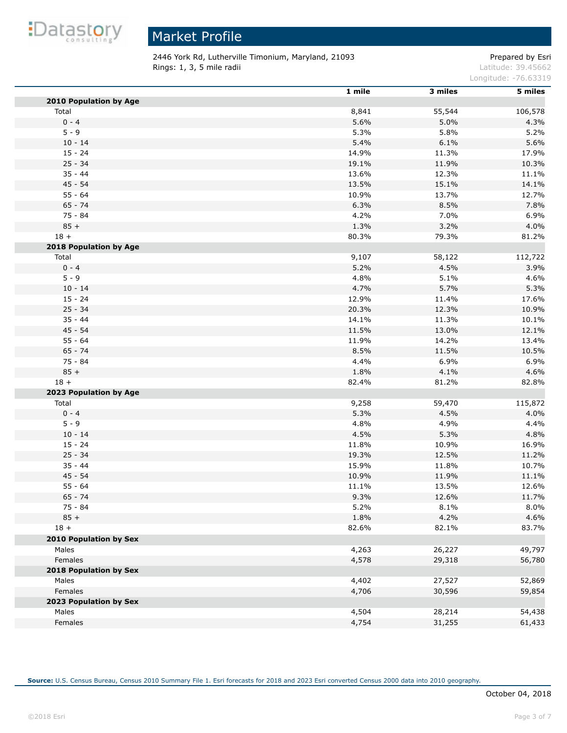# Market Profile

2446 York Rd, Lutherville Timonium, Maryland, 21093
Rings: 1, 3, 5 mile radii

Prepared by Esri
Latitude: 39.45662
Longitude: -76.63319

| | 1 mile | 3 miles | 5 miles |
|---|---|---|---|
| **2010 Population by Age** | | | |
| Total | 8,841 | 55,544 | 106,578 |
| 0 - 4 | 5.6% | 5.0% | 4.3% |
| 5 - 9 | 5.3% | 5.8% | 5.2% |
| 10 - 14 | 5.4% | 6.1% | 5.6% |
| 15 - 24 | 14.9% | 11.3% | 17.9% |
| 25 - 34 | 19.1% | 11.9% | 10.3% |
| 35 - 44 | 13.6% | 12.3% | 11.1% |
| 45 - 54 | 13.5% | 15.1% | 14.1% |
| 55 - 64 | 10.9% | 13.7% | 12.7% |
| 65 - 74 | 6.3% | 8.5% | 7.8% |
| 75 - 84 | 4.2% | 7.0% | 6.9% |
| 85 + | 1.3% | 3.2% | 4.0% |
| 18 + | 80.3% | 79.3% | 81.2% |
| **2018 Population by Age** | | | |
| Total | 9,107 | 58,122 | 112,722 |
| 0 - 4 | 5.2% | 4.5% | 3.9% |
| 5 - 9 | 4.8% | 5.1% | 4.6% |
| 10 - 14 | 4.7% | 5.7% | 5.3% |
| 15 - 24 | 12.9% | 11.4% | 17.6% |
| 25 - 34 | 20.3% | 12.3% | 10.9% |
| 35 - 44 | 14.1% | 11.3% | 10.1% |
| 45 - 54 | 11.5% | 13.0% | 12.1% |
| 55 - 64 | 11.9% | 14.2% | 13.4% |
| 65 - 74 | 8.5% | 11.5% | 10.5% |
| 75 - 84 | 4.4% | 6.9% | 6.9% |
| 85 + | 1.8% | 4.1% | 4.6% |
| 18 + | 82.4% | 81.2% | 82.8% |
| **2023 Population by Age** | | | |
| Total | 9,258 | 59,470 | 115,872 |
| 0 - 4 | 5.3% | 4.5% | 4.0% |
| 5 - 9 | 4.8% | 4.9% | 4.4% |
| 10 - 14 | 4.5% | 5.3% | 4.8% |
| 15 - 24 | 11.8% | 10.9% | 16.9% |
| 25 - 34 | 19.3% | 12.5% | 11.2% |
| 35 - 44 | 15.9% | 11.8% | 10.7% |
| 45 - 54 | 10.9% | 11.9% | 11.1% |
| 55 - 64 | 11.1% | 13.5% | 12.6% |
| 65 - 74 | 9.3% | 12.6% | 11.7% |
| 75 - 84 | 5.2% | 8.1% | 8.0% |
| 85 + | 1.8% | 4.2% | 4.6% |
| 18 + | 82.6% | 82.1% | 83.7% |
| **2010 Population by Sex** | | | |
| Males | 4,263 | 26,227 | 49,797 |
| Females | 4,578 | 29,318 | 56,780 |
| **2018 Population by Sex** | | | |
| Males | 4,402 | 27,527 | 52,869 |
| Females | 4,706 | 30,596 | 59,854 |
| **2023 Population by Sex** | | | |
| Males | 4,504 | 28,214 | 54,438 |
| Females | 4,754 | 31,255 | 61,433 |

**Source:** U.S. Census Bureau, Census 2010 Summary File 1. Esri forecasts for 2018 and 2023 Esri converted Census 2000 data into 2010 geography.

October 04, 2018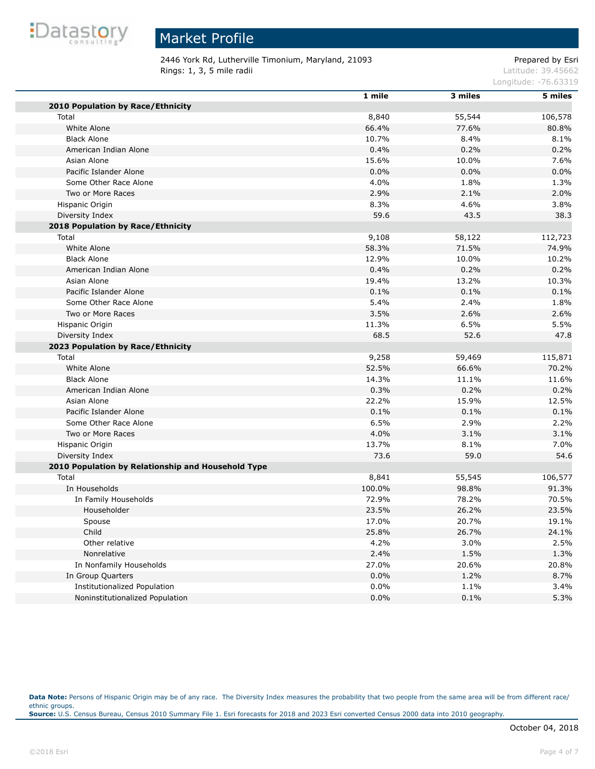# Market Profile

2446 York Rd, Lutherville Timonium, Maryland, 21093
Rings: 1, 3, 5 mile radii

Prepared by Esri
Latitude: 39.45662
Longitude: -76.63319

| | 1 mile | 3 miles | 5 miles |
|---|---|---|---|
| **2010 Population by Race/Ethnicity** | | | |
| Total | 8,840 | 55,544 | 106,578 |
| White Alone | 66.4% | 77.6% | 80.8% |
| Black Alone | 10.7% | 8.4% | 8.1% |
| American Indian Alone | 0.4% | 0.2% | 0.2% |
| Asian Alone | 15.6% | 10.0% | 7.6% |
| Pacific Islander Alone | 0.0% | 0.0% | 0.0% |
| Some Other Race Alone | 4.0% | 1.8% | 1.3% |
| Two or More Races | 2.9% | 2.1% | 2.0% |
| Hispanic Origin | 8.3% | 4.6% | 3.8% |
| Diversity Index | 59.6 | 43.5 | 38.3 |
| **2018 Population by Race/Ethnicity** | | | |
| Total | 9,108 | 58,122 | 112,723 |
| White Alone | 58.3% | 71.5% | 74.9% |
| Black Alone | 12.9% | 10.0% | 10.2% |
| American Indian Alone | 0.4% | 0.2% | 0.2% |
| Asian Alone | 19.4% | 13.2% | 10.3% |
| Pacific Islander Alone | 0.1% | 0.1% | 0.1% |
| Some Other Race Alone | 5.4% | 2.4% | 1.8% |
| Two or More Races | 3.5% | 2.6% | 2.6% |
| Hispanic Origin | 11.3% | 6.5% | 5.5% |
| Diversity Index | 68.5 | 52.6 | 47.8 |
| **2023 Population by Race/Ethnicity** | | | |
| Total | 9,258 | 59,469 | 115,871 |
| White Alone | 52.5% | 66.6% | 70.2% |
| Black Alone | 14.3% | 11.1% | 11.6% |
| American Indian Alone | 0.3% | 0.2% | 0.2% |
| Asian Alone | 22.2% | 15.9% | 12.5% |
| Pacific Islander Alone | 0.1% | 0.1% | 0.1% |
| Some Other Race Alone | 6.5% | 2.9% | 2.2% |
| Two or More Races | 4.0% | 3.1% | 3.1% |
| Hispanic Origin | 13.7% | 8.1% | 7.0% |
| Diversity Index | 73.6 | 59.0 | 54.6 |
| **2010 Population by Relationship and Household Type** | | | |
| Total | 8,841 | 55,545 | 106,577 |
| In Households | 100.0% | 98.8% | 91.3% |
| In Family Households | 72.9% | 78.2% | 70.5% |
| Householder | 23.5% | 26.2% | 23.5% |
| Spouse | 17.0% | 20.7% | 19.1% |
| Child | 25.8% | 26.7% | 24.1% |
| Other relative | 4.2% | 3.0% | 2.5% |
| Nonrelative | 2.4% | 1.5% | 1.3% |
| In Nonfamily Households | 27.0% | 20.6% | 20.8% |
| In Group Quarters | 0.0% | 1.2% | 8.7% |
| Institutionalized Population | 0.0% | 1.1% | 3.4% |
| Noninstitutionalized Population | 0.0% | 0.1% | 5.3% |

**Data Note:** Persons of Hispanic Origin may be of any race. The Diversity Index measures the probability that two people from the same area will be from different race/ethnic groups.
**Source:** U.S. Census Bureau, Census 2010 Summary File 1. Esri forecasts for 2018 and 2023 Esri converted Census 2000 data into 2010 geography.

October 04, 2018

©2018 Esri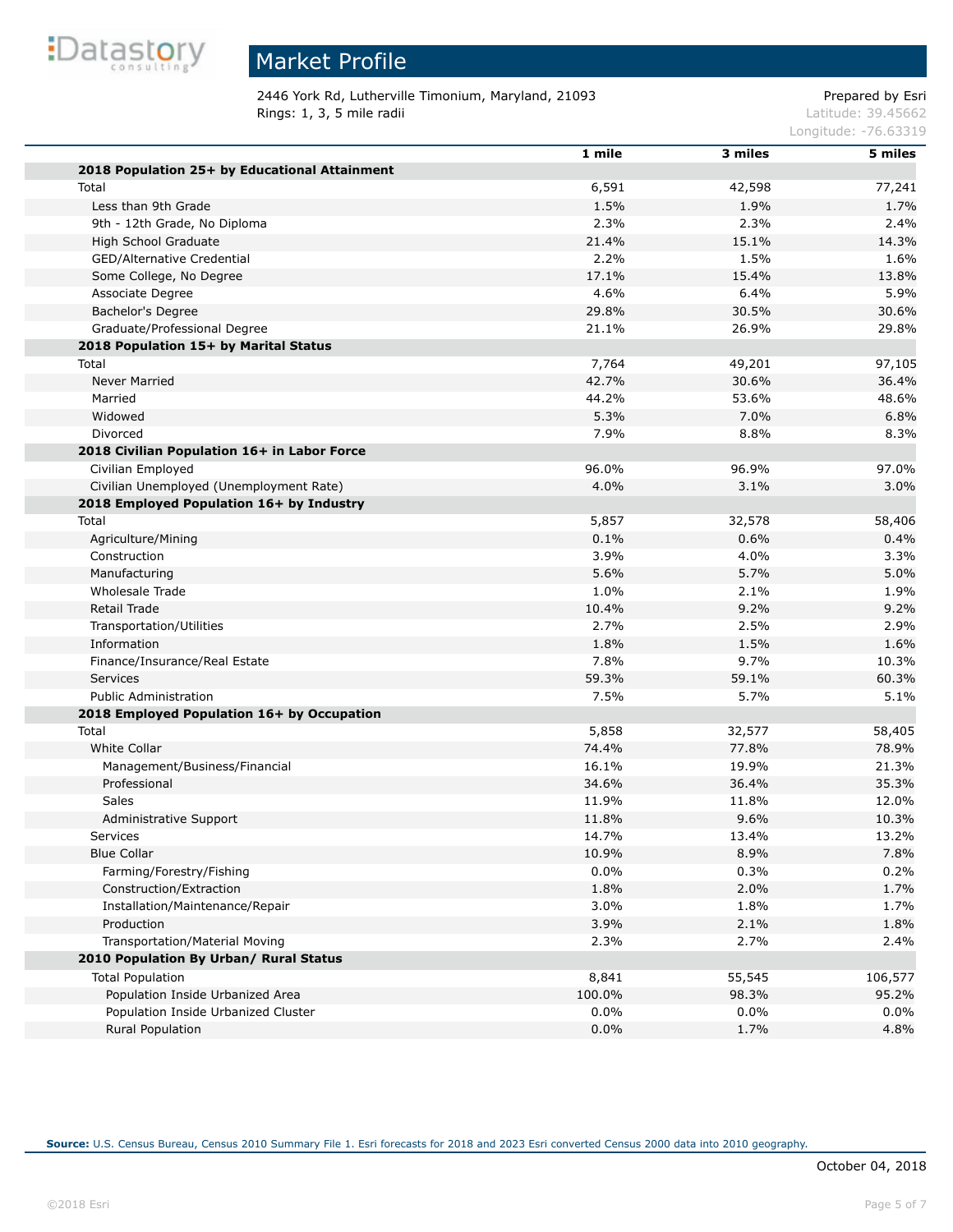# Market Profile

2446 York Rd, Lutherville Timonium, Maryland, 21093
Rings: 1, 3, 5 mile radii

Prepared by Esri
Latitude: 39.45662
Longitude: -76.63319

| | 1 mile | 3 miles | 5 miles |
|---|---|---|---|
| **2018 Population 25+ by Educational Attainment** | | | |
| Total | 6,591 | 42,598 | 77,241 |
| Less than 9th Grade | 1.5% | 1.9% | 1.7% |
| 9th - 12th Grade, No Diploma | 2.3% | 2.3% | 2.4% |
| High School Graduate | 21.4% | 15.1% | 14.3% |
| GED/Alternative Credential | 2.2% | 1.5% | 1.6% |
| Some College, No Degree | 17.1% | 15.4% | 13.8% |
| Associate Degree | 4.6% | 6.4% | 5.9% |
| Bachelor's Degree | 29.8% | 30.5% | 30.6% |
| Graduate/Professional Degree | 21.1% | 26.9% | 29.8% |
| **2018 Population 15+ by Marital Status** | | | |
| Total | 7,764 | 49,201 | 97,105 |
| Never Married | 42.7% | 30.6% | 36.4% |
| Married | 44.2% | 53.6% | 48.6% |
| Widowed | 5.3% | 7.0% | 6.8% |
| Divorced | 7.9% | 8.8% | 8.3% |
| **2018 Civilian Population 16+ in Labor Force** | | | |
| Civilian Employed | 96.0% | 96.9% | 97.0% |
| Civilian Unemployed (Unemployment Rate) | 4.0% | 3.1% | 3.0% |
| **2018 Employed Population 16+ by Industry** | | | |
| Total | 5,857 | 32,578 | 58,406 |
| Agriculture/Mining | 0.1% | 0.6% | 0.4% |
| Construction | 3.9% | 4.0% | 3.3% |
| Manufacturing | 5.6% | 5.7% | 5.0% |
| Wholesale Trade | 1.0% | 2.1% | 1.9% |
| Retail Trade | 10.4% | 9.2% | 9.2% |
| Transportation/Utilities | 2.7% | 2.5% | 2.9% |
| Information | 1.8% | 1.5% | 1.6% |
| Finance/Insurance/Real Estate | 7.8% | 9.7% | 10.3% |
| Services | 59.3% | 59.1% | 60.3% |
| Public Administration | 7.5% | 5.7% | 5.1% |
| **2018 Employed Population 16+ by Occupation** | | | |
| Total | 5,858 | 32,577 | 58,405 |
| White Collar | 74.4% | 77.8% | 78.9% |
| Management/Business/Financial | 16.1% | 19.9% | 21.3% |
| Professional | 34.6% | 36.4% | 35.3% |
| Sales | 11.9% | 11.8% | 12.0% |
| Administrative Support | 11.8% | 9.6% | 10.3% |
| Services | 14.7% | 13.4% | 13.2% |
| Blue Collar | 10.9% | 8.9% | 7.8% |
| Farming/Forestry/Fishing | 0.0% | 0.3% | 0.2% |
| Construction/Extraction | 1.8% | 2.0% | 1.7% |
| Installation/Maintenance/Repair | 3.0% | 1.8% | 1.7% |
| Production | 3.9% | 2.1% | 1.8% |
| Transportation/Material Moving | 2.3% | 2.7% | 2.4% |
| **2010 Population By Urban/ Rural Status** | | | |
| Total Population | 8,841 | 55,545 | 106,577 |
| Population Inside Urbanized Area | 100.0% | 98.3% | 95.2% |
| Population Inside Urbanized Cluster | 0.0% | 0.0% | 0.0% |
| Rural Population | 0.0% | 1.7% | 4.8% |

**Source:** U.S. Census Bureau, Census 2010 Summary File 1. Esri forecasts for 2018 and 2023 Esri converted Census 2000 data into 2010 geography.

October 04, 2018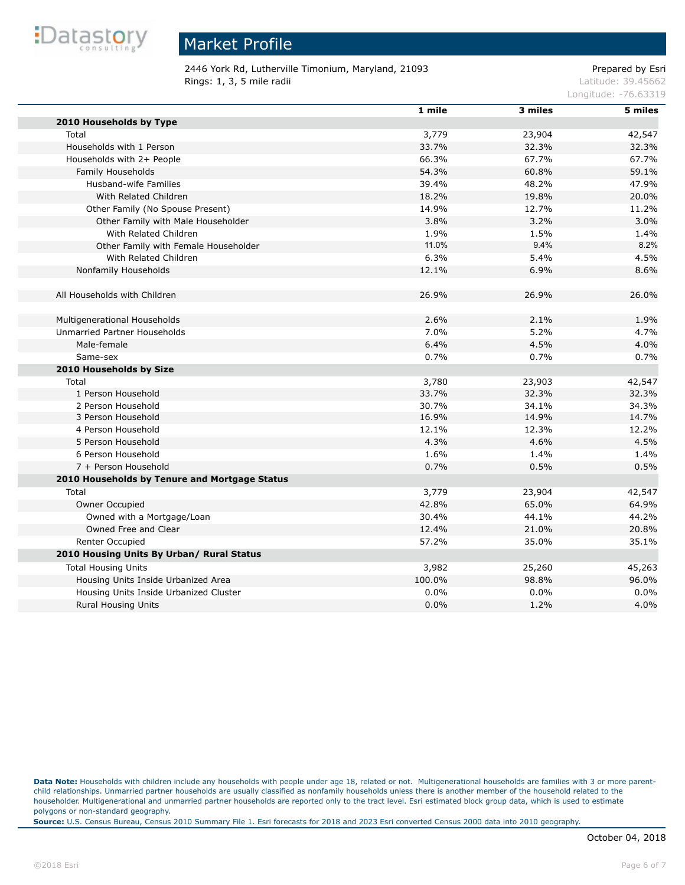# Market Profile

2446 York Rd, Lutherville Timonium, Maryland, 21093
Rings: 1, 3, 5 mile radii

Prepared by Esri
Latitude: 39.45662
Longitude: -76.63319

| | 1 mile | 3 miles | 5 miles |
|---|---|---|---|
| **2010 Households by Type** | | | |
| Total | 3,779 | 23,904 | 42,547 |
| Households with 1 Person | 33.7% | 32.3% | 32.3% |
| Households with 2+ People | 66.3% | 67.7% | 67.7% |
| Family Households | 54.3% | 60.8% | 59.1% |
| Husband-wife Families | 39.4% | 48.2% | 47.9% |
| With Related Children | 18.2% | 19.8% | 20.0% |
| Other Family (No Spouse Present) | 14.9% | 12.7% | 11.2% |
| Other Family with Male Householder | 3.8% | 3.2% | 3.0% |
| With Related Children | 1.9% | 1.5% | 1.4% |
| Other Family with Female Householder | 11.0% | 9.4% | 8.2% |
| With Related Children | 6.3% | 5.4% | 4.5% |
| Nonfamily Households | 12.1% | 6.9% | 8.6% |
| | | | |
| All Households with Children | 26.9% | 26.9% | 26.0% |
| | | | |
| Multigenerational Households | 2.6% | 2.1% | 1.9% |
| Unmarried Partner Households | 7.0% | 5.2% | 4.7% |
| Male-female | 6.4% | 4.5% | 4.0% |
| Same-sex | 0.7% | 0.7% | 0.7% |
| **2010 Households by Size** | | | |
| Total | 3,780 | 23,903 | 42,547 |
| 1 Person Household | 33.7% | 32.3% | 32.3% |
| 2 Person Household | 30.7% | 34.1% | 34.3% |
| 3 Person Household | 16.9% | 14.9% | 14.7% |
| 4 Person Household | 12.1% | 12.3% | 12.2% |
| 5 Person Household | 4.3% | 4.6% | 4.5% |
| 6 Person Household | 1.6% | 1.4% | 1.4% |
| 7 + Person Household | 0.7% | 0.5% | 0.5% |
| **2010 Households by Tenure and Mortgage Status** | | | |
| Total | 3,779 | 23,904 | 42,547 |
| Owner Occupied | 42.8% | 65.0% | 64.9% |
| Owned with a Mortgage/Loan | 30.4% | 44.1% | 44.2% |
| Owned Free and Clear | 12.4% | 21.0% | 20.8% |
| Renter Occupied | 57.2% | 35.0% | 35.1% |
| **2010 Housing Units By Urban/ Rural Status** | | | |
| Total Housing Units | 3,982 | 25,260 | 45,263 |
| Housing Units Inside Urbanized Area | 100.0% | 98.8% | 96.0% |
| Housing Units Inside Urbanized Cluster | 0.0% | 0.0% | 0.0% |
| Rural Housing Units | 0.0% | 1.2% | 4.0% |

**Data Note:** Households with children include any households with people under age 18, related or not. Multigenerational households are families with 3 or more parent-child relationships. Unmarried partner households are usually classified as nonfamily households unless there is another member of the household related to the householder. Multigenerational and unmarried partner households are reported only to the tract level. Esri estimated block group data, which is used to estimate polygons or non-standard geography.
**Source:** U.S. Census Bureau, Census 2010 Summary File 1. Esri forecasts for 2018 and 2023 Esri converted Census 2000 data into 2010 geography.

October 04, 2018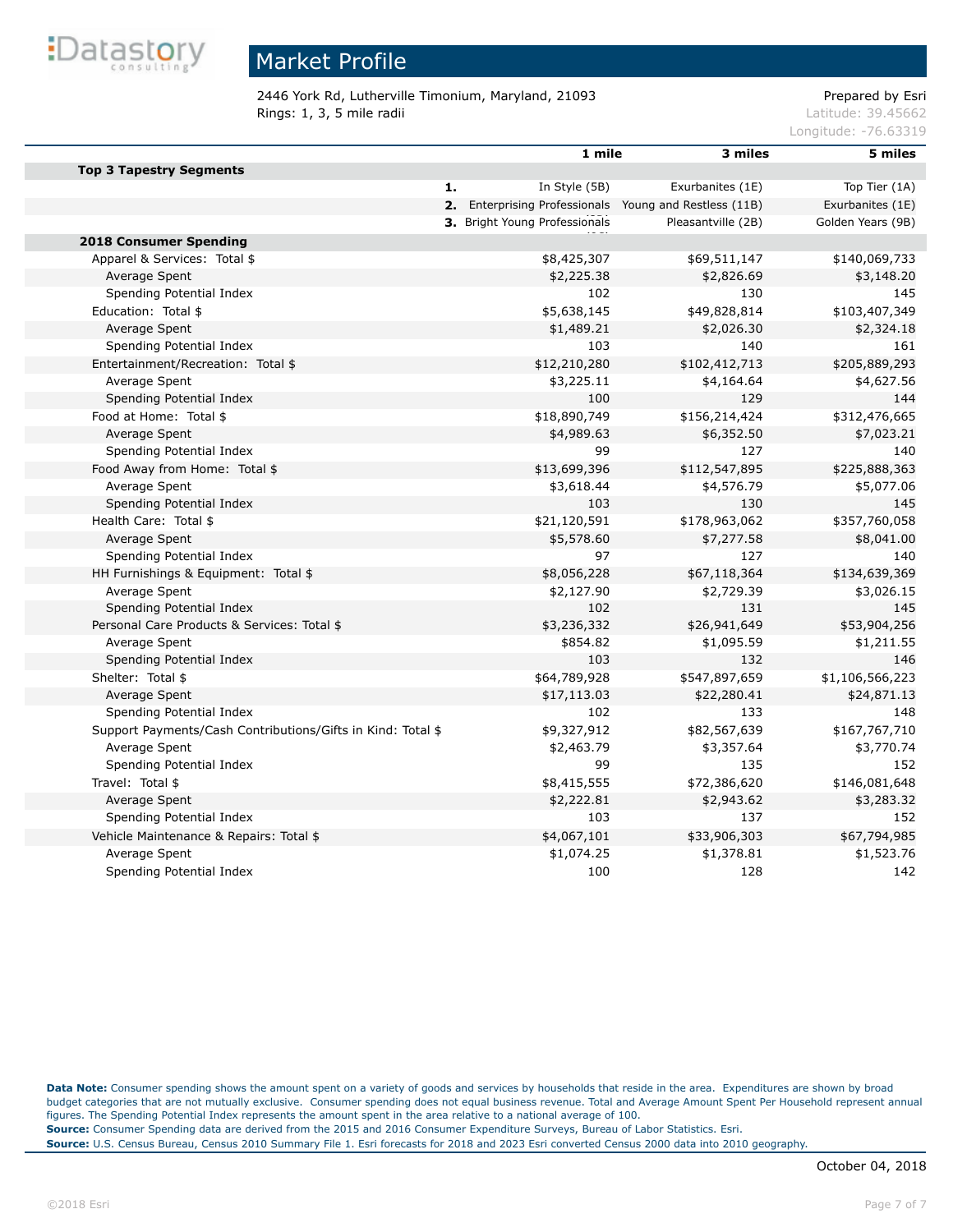# Market Profile

2446 York Rd, Lutherville Timonium, Maryland, 21093
Rings: 1, 3, 5 mile radii

Prepared by Esri
Latitude: 39.45662
Longitude: -76.63319

| | 1 mile | 3 miles | 5 miles |
|---|---|---|---|
| **Top 3 Tapestry Segments** | | | |
| 1. | In Style (5B) | Exurbanites (1E) | Top Tier (1A) |
| 2. | Enterprising Professionals | Young and Restless (11B) | Exurbanites (1E) |
| 3. | Bright Young Professionals | Pleasantville (2B) | Golden Years (9B) |
| **2018 Consumer Spending** | | | |
| Apparel & Services: Total $ | $8,425,307 | $69,511,147 | $140,069,733 |
| Average Spent | $2,225.38 | $2,826.69 | $3,148.20 |
| Spending Potential Index | 102 | 130 | 145 |
| Education: Total $ | $5,638,145 | $49,828,814 | $103,407,349 |
| Average Spent | $1,489.21 | $2,026.30 | $2,324.18 |
| Spending Potential Index | 103 | 140 | 161 |
| Entertainment/Recreation: Total $ | $12,210,280 | $102,412,713 | $205,889,293 |
| Average Spent | $3,225.11 | $4,164.64 | $4,627.56 |
| Spending Potential Index | 100 | 129 | 144 |
| Food at Home: Total $ | $18,890,749 | $156,214,424 | $312,476,665 |
| Average Spent | $4,989.63 | $6,352.50 | $7,023.21 |
| Spending Potential Index | 99 | 127 | 140 |
| Food Away from Home: Total $ | $13,699,396 | $112,547,895 | $225,888,363 |
| Average Spent | $3,618.44 | $4,576.79 | $5,077.06 |
| Spending Potential Index | 103 | 130 | 145 |
| Health Care: Total $ | $21,120,591 | $178,963,062 | $357,760,058 |
| Average Spent | $5,578.60 | $7,277.58 | $8,041.00 |
| Spending Potential Index | 97 | 127 | 140 |
| HH Furnishings & Equipment: Total $ | $8,056,228 | $67,118,364 | $134,639,369 |
| Average Spent | $2,127.90 | $2,729.39 | $3,026.15 |
| Spending Potential Index | 102 | 131 | 145 |
| Personal Care Products & Services: Total $ | $3,236,332 | $26,941,649 | $53,904,256 |
| Average Spent | $854.82 | $1,095.59 | $1,211.55 |
| Spending Potential Index | 103 | 132 | 146 |
| Shelter: Total $ | $64,789,928 | $547,897,659 | $1,106,566,223 |
| Average Spent | $17,113.03 | $22,280.41 | $24,871.13 |
| Spending Potential Index | 102 | 133 | 148 |
| Support Payments/Cash Contributions/Gifts in Kind: Total $ | $9,327,912 | $82,567,639 | $167,767,710 |
| Average Spent | $2,463.79 | $3,357.64 | $3,770.74 |
| Spending Potential Index | 99 | 135 | 152 |
| Travel: Total $ | $8,415,555 | $72,386,620 | $146,081,648 |
| Average Spent | $2,222.81 | $2,943.62 | $3,283.32 |
| Spending Potential Index | 103 | 137 | 152 |
| Vehicle Maintenance & Repairs: Total $ | $4,067,101 | $33,906,303 | $67,794,985 |
| Average Spent | $1,074.25 | $1,378.81 | $1,523.76 |
| Spending Potential Index | 100 | 128 | 142 |

**Data Note:** Consumer spending shows the amount spent on a variety of goods and services by households that reside in the area. Expenditures are shown by broad budget categories that are not mutually exclusive. Consumer spending does not equal business revenue. Total and Average Amount Spent Per Household represent annual figures. The Spending Potential Index represents the amount spent in the area relative to a national average of 100.
**Source:** Consumer Spending data are derived from the 2015 and 2016 Consumer Expenditure Surveys, Bureau of Labor Statistics. Esri.
**Source:** U.S. Census Bureau, Census 2010 Summary File 1. Esri forecasts for 2018 and 2023 Esri converted Census 2000 data into 2010 geography.

October 04, 2018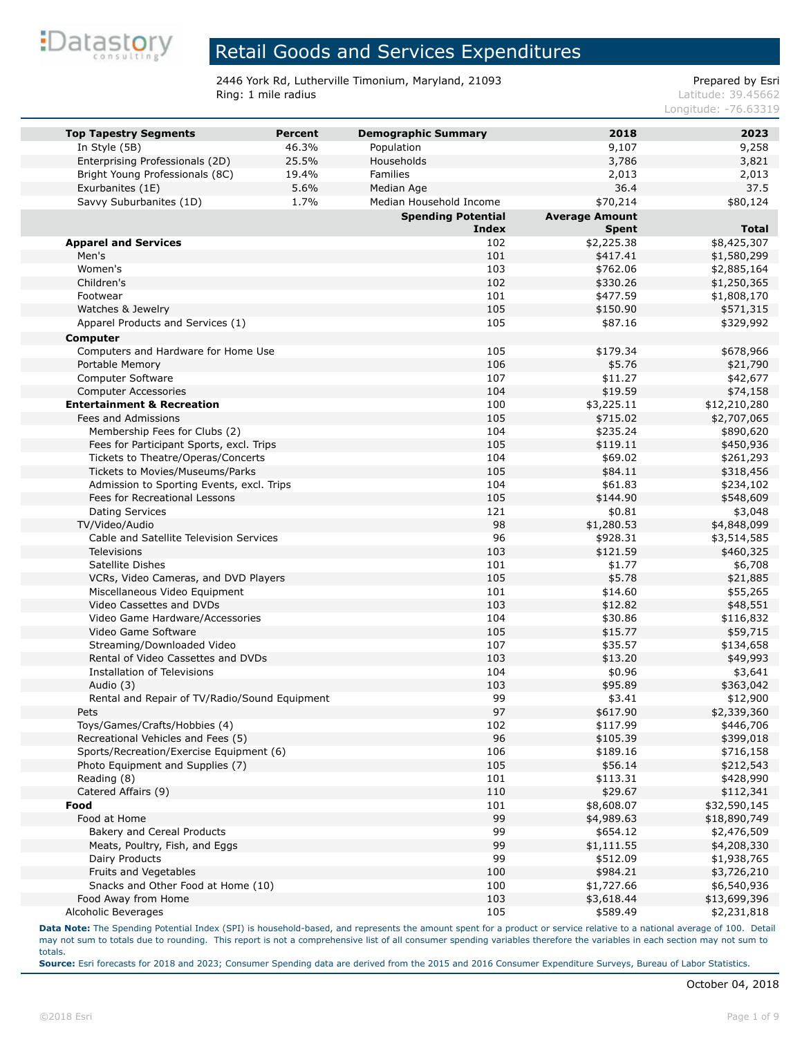# Retail Goods and Services Expenditures

2446 York Rd, Lutherville Timonium, Maryland, 21093
Ring: 1 mile radius

Prepared by Esri
Latitude: 39.45662
Longitude: -76.63319

| Top Tapestry Segments | Percent | Demographic Summary | 2018 | 2023 |
|---|---|---|---|---|
| In Style (5B) | 46.3% | Population | 9,107 | 9,258 |
| Enterprising Professionals (2D) | 25.5% | Households | 3,786 | 3,821 |
| Bright Young Professionals (8C) | 19.4% | Families | 2,013 | 2,013 |
| Exurbanites (1E) | 5.6% | Median Age | 36.4 | 37.5 |
| Savvy Suburbanites (1D) | 1.7% | Median Household Income | $70,214 | $80,124 |

| | Spending Potential Index | Average Amount Spent | Total |
|---|---|---|---|
| **Apparel and Services** | 102 | $2,225.38 | $8,425,307 |
| Men's | 101 | $417.41 | $1,580,299 |
| Women's | 103 | $762.06 | $2,885,164 |
| Children's | 102 | $330.26 | $1,250,365 |
| Footwear | 101 | $477.59 | $1,808,170 |
| Watches & Jewelry | 105 | $150.90 | $571,315 |
| Apparel Products and Services (1) | 105 | $87.16 | $329,992 |
| **Computer** | | | |
| Computers and Hardware for Home Use | 105 | $179.34 | $678,966 |
| Portable Memory | 106 | $5.76 | $21,790 |
| Computer Software | 107 | $11.27 | $42,677 |
| Computer Accessories | 104 | $19.59 | $74,158 |
| **Entertainment & Recreation** | 100 | $3,225.11 | $12,210,280 |
| Fees and Admissions | 105 | $715.02 | $2,707,065 |
| Membership Fees for Clubs (2) | 104 | $235.24 | $890,620 |
| Fees for Participant Sports, excl. Trips | 105 | $119.11 | $450,936 |
| Tickets to Theatre/Operas/Concerts | 104 | $69.02 | $261,293 |
| Tickets to Movies/Museums/Parks | 105 | $84.11 | $318,456 |
| Admission to Sporting Events, excl. Trips | 104 | $61.83 | $234,102 |
| Fees for Recreational Lessons | 105 | $144.90 | $548,609 |
| Dating Services | 121 | $0.81 | $3,048 |
| TV/Video/Audio | 98 | $1,280.53 | $4,848,099 |
| Cable and Satellite Television Services | 96 | $928.31 | $3,514,585 |
| Televisions | 103 | $121.59 | $460,325 |
| Satellite Dishes | 101 | $1.77 | $6,708 |
| VCRs, Video Cameras, and DVD Players | 105 | $5.78 | $21,885 |
| Miscellaneous Video Equipment | 101 | $14.60 | $55,265 |
| Video Cassettes and DVDs | 103 | $12.82 | $48,551 |
| Video Game Hardware/Accessories | 104 | $30.86 | $116,832 |
| Video Game Software | 105 | $15.77 | $59,715 |
| Streaming/Downloaded Video | 107 | $35.57 | $134,658 |
| Rental of Video Cassettes and DVDs | 103 | $13.20 | $49,993 |
| Installation of Televisions | 104 | $0.96 | $3,641 |
| Audio (3) | 103 | $95.89 | $363,042 |
| Rental and Repair of TV/Radio/Sound Equipment | 99 | $3.41 | $12,900 |
| Pets | 97 | $617.90 | $2,339,360 |
| Toys/Games/Crafts/Hobbies (4) | 102 | $117.99 | $446,706 |
| Recreational Vehicles and Fees (5) | 96 | $105.39 | $399,018 |
| Sports/Recreation/Exercise Equipment (6) | 106 | $189.16 | $716,158 |
| Photo Equipment and Supplies (7) | 105 | $56.14 | $212,543 |
| Reading (8) | 101 | $113.31 | $428,990 |
| Catered Affairs (9) | 110 | $29.67 | $112,341 |
| **Food** | 101 | $8,608.07 | $32,590,145 |
| Food at Home | 99 | $4,989.63 | $18,890,749 |
| Bakery and Cereal Products | 99 | $654.12 | $2,476,509 |
| Meats, Poultry, Fish, and Eggs | 99 | $1,111.55 | $4,208,330 |
| Dairy Products | 99 | $512.09 | $1,938,765 |
| Fruits and Vegetables | 100 | $984.21 | $3,726,210 |
| Snacks and Other Food at Home (10) | 100 | $1,727.66 | $6,540,936 |
| Food Away from Home | 103 | $3,618.44 | $13,699,396 |
| Alcoholic Beverages | 105 | $589.49 | $2,231,818 |

**Data Note:** The Spending Potential Index (SPI) is household-based, and represents the amount spent for a product or service relative to a national average of 100. Detail may not sum to totals due to rounding. This report is not a comprehensive list of all consumer spending variables therefore the variables in each section may not sum to totals.
**Source:** Esri forecasts for 2018 and 2023; Consumer Spending data are derived from the 2015 and 2016 Consumer Expenditure Surveys, Bureau of Labor Statistics.

October 04, 2018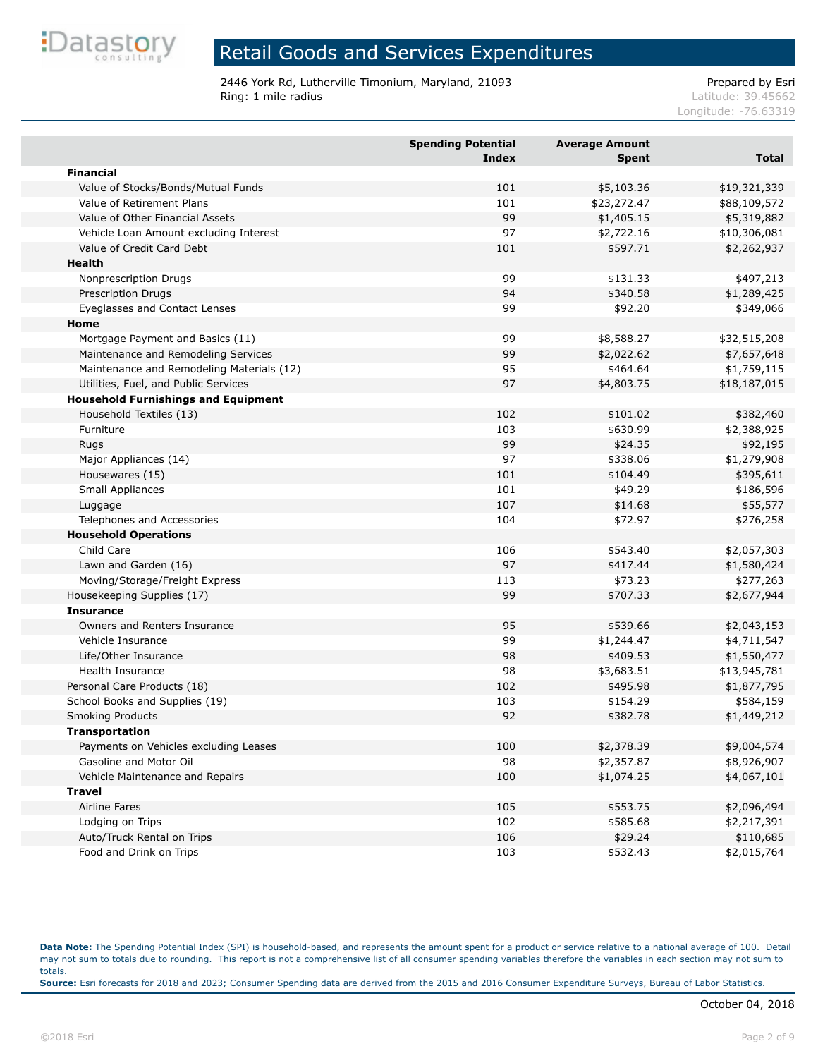# Retail Goods and Services Expenditures

2446 York Rd, Lutherville Timonium, Maryland, 21093
Ring: 1 mile radius

Prepared by Esri
Latitude: 39.45662
Longitude: -76.63319

| | Spending Potential Index | Average Amount Spent | Total |
|---|---|---|---|
| **Financial** | | | |
| Value of Stocks/Bonds/Mutual Funds | 101 | $5,103.36 | $19,321,339 |
| Value of Retirement Plans | 101 | $23,272.47 | $88,109,572 |
| Value of Other Financial Assets | 99 | $1,405.15 | $5,319,882 |
| Vehicle Loan Amount excluding Interest | 97 | $2,722.16 | $10,306,081 |
| Value of Credit Card Debt | 101 | $597.71 | $2,262,937 |
| **Health** | | | |
| Nonprescription Drugs | 99 | $131.33 | $497,213 |
| Prescription Drugs | 94 | $340.58 | $1,289,425 |
| Eyeglasses and Contact Lenses | 99 | $92.20 | $349,066 |
| **Home** | | | |
| Mortgage Payment and Basics (11) | 99 | $8,588.27 | $32,515,208 |
| Maintenance and Remodeling Services | 99 | $2,022.62 | $7,657,648 |
| Maintenance and Remodeling Materials (12) | 95 | $464.64 | $1,759,115 |
| Utilities, Fuel, and Public Services | 97 | $4,803.75 | $18,187,015 |
| **Household Furnishings and Equipment** | | | |
| Household Textiles (13) | 102 | $101.02 | $382,460 |
| Furniture | 103 | $630.99 | $2,388,925 |
| Rugs | 99 | $24.35 | $92,195 |
| Major Appliances (14) | 97 | $338.06 | $1,279,908 |
| Housewares (15) | 101 | $104.49 | $395,611 |
| Small Appliances | 101 | $49.29 | $186,596 |
| Luggage | 107 | $14.68 | $55,577 |
| Telephones and Accessories | 104 | $72.97 | $276,258 |
| **Household Operations** | | | |
| Child Care | 106 | $543.40 | $2,057,303 |
| Lawn and Garden (16) | 97 | $417.44 | $1,580,424 |
| Moving/Storage/Freight Express | 113 | $73.23 | $277,263 |
| Housekeeping Supplies (17) | 99 | $707.33 | $2,677,944 |
| **Insurance** | | | |
| Owners and Renters Insurance | 95 | $539.66 | $2,043,153 |
| Vehicle Insurance | 99 | $1,244.47 | $4,711,547 |
| Life/Other Insurance | 98 | $409.53 | $1,550,477 |
| Health Insurance | 98 | $3,683.51 | $13,945,781 |
| Personal Care Products (18) | 102 | $495.98 | $1,877,795 |
| School Books and Supplies (19) | 103 | $154.29 | $584,159 |
| Smoking Products | 92 | $382.78 | $1,449,212 |
| **Transportation** | | | |
| Payments on Vehicles excluding Leases | 100 | $2,378.39 | $9,004,574 |
| Gasoline and Motor Oil | 98 | $2,357.87 | $8,926,907 |
| Vehicle Maintenance and Repairs | 100 | $1,074.25 | $4,067,101 |
| **Travel** | | | |
| Airline Fares | 105 | $553.75 | $2,096,494 |
| Lodging on Trips | 102 | $585.68 | $2,217,391 |
| Auto/Truck Rental on Trips | 106 | $29.24 | $110,685 |
| Food and Drink on Trips | 103 | $532.43 | $2,015,764 |

**Data Note:** The Spending Potential Index (SPI) is household-based, and represents the amount spent for a product or service relative to a national average of 100. Detail may not sum to totals due to rounding. This report is not a comprehensive list of all consumer spending variables therefore the variables in each section may not sum to totals.
**Source:** Esri forecasts for 2018 and 2023; Consumer Spending data are derived from the 2015 and 2016 Consumer Expenditure Surveys, Bureau of Labor Statistics.

October 04, 2018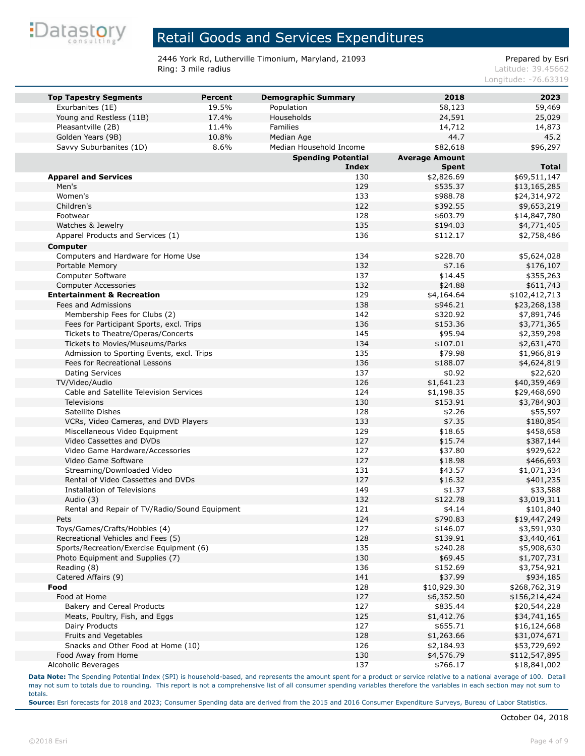# Retail Goods and Services Expenditures

2446 York Rd, Lutherville Timonium, Maryland, 21093
Ring: 3 mile radius

Prepared by Esri
Latitude: 39.45662
Longitude: -76.63319

| Top Tapestry Segments | Percent | Demographic Summary | 2018 | 2023 |
|---|---|---|---|---|
| Exurbanites (1E) | 19.5% | Population | 58,123 | 59,469 |
| Young and Restless (11B) | 17.4% | Households | 24,591 | 25,029 |
| Pleasantville (2B) | 11.4% | Families | 14,712 | 14,873 |
| Golden Years (9B) | 10.8% | Median Age | 44.7 | 45.2 |
| Savvy Suburbanites (1D) | 8.6% | Median Household Income | $82,618 | $96,297 |

| | Spending Potential Index | Average Amount Spent | Total |
|---|---|---|---|
| **Apparel and Services** | 130 | $2,826.69 | $69,511,147 |
| Men's | 129 | $535.37 | $13,165,285 |
| Women's | 133 | $988.78 | $24,314,972 |
| Children's | 122 | $392.55 | $9,653,219 |
| Footwear | 128 | $603.79 | $14,847,780 |
| Watches & Jewelry | 135 | $194.03 | $4,771,405 |
| Apparel Products and Services (1) | 136 | $112.17 | $2,758,486 |
| **Computer** | | | |
| Computers and Hardware for Home Use | 134 | $228.70 | $5,624,028 |
| Portable Memory | 132 | $7.16 | $176,107 |
| Computer Software | 137 | $14.45 | $355,263 |
| Computer Accessories | 132 | $24.88 | $611,743 |
| **Entertainment & Recreation** | 129 | $4,164.64 | $102,412,713 |
| Fees and Admissions | 138 | $946.21 | $23,268,138 |
| Membership Fees for Clubs (2) | 142 | $320.92 | $7,891,746 |
| Fees for Participant Sports, excl. Trips | 136 | $153.36 | $3,771,365 |
| Tickets to Theatre/Operas/Concerts | 145 | $95.94 | $2,359,298 |
| Tickets to Movies/Museums/Parks | 134 | $107.01 | $2,631,470 |
| Admission to Sporting Events, excl. Trips | 135 | $79.98 | $1,966,819 |
| Fees for Recreational Lessons | 136 | $188.07 | $4,624,819 |
| Dating Services | 137 | $0.92 | $22,620 |
| TV/Video/Audio | 126 | $1,641.23 | $40,359,469 |
| Cable and Satellite Television Services | 124 | $1,198.35 | $29,468,690 |
| Televisions | 130 | $153.91 | $3,784,903 |
| Satellite Dishes | 128 | $2.26 | $55,597 |
| VCRs, Video Cameras, and DVD Players | 133 | $7.35 | $180,854 |
| Miscellaneous Video Equipment | 129 | $18.65 | $458,658 |
| Video Cassettes and DVDs | 127 | $15.74 | $387,144 |
| Video Game Hardware/Accessories | 127 | $37.80 | $929,622 |
| Video Game Software | 127 | $18.98 | $466,693 |
| Streaming/Downloaded Video | 131 | $43.57 | $1,071,334 |
| Rental of Video Cassettes and DVDs | 127 | $16.32 | $401,235 |
| Installation of Televisions | 149 | $1.37 | $33,588 |
| Audio (3) | 132 | $122.78 | $3,019,311 |
| Rental and Repair of TV/Radio/Sound Equipment | 121 | $4.14 | $101,840 |
| Pets | 124 | $790.83 | $19,447,249 |
| Toys/Games/Crafts/Hobbies (4) | 127 | $146.07 | $3,591,930 |
| Recreational Vehicles and Fees (5) | 128 | $139.91 | $3,440,461 |
| Sports/Recreation/Exercise Equipment (6) | 135 | $240.28 | $5,908,630 |
| Photo Equipment and Supplies (7) | 130 | $69.45 | $1,707,731 |
| Reading (8) | 136 | $152.69 | $3,754,921 |
| Catered Affairs (9) | 141 | $37.99 | $934,185 |
| **Food** | 128 | $10,929.30 | $268,762,319 |
| Food at Home | 127 | $6,352.50 | $156,214,424 |
| Bakery and Cereal Products | 127 | $835.44 | $20,544,228 |
| Meats, Poultry, Fish, and Eggs | 125 | $1,412.76 | $34,741,165 |
| Dairy Products | 127 | $655.71 | $16,124,668 |
| Fruits and Vegetables | 128 | $1,263.66 | $31,074,671 |
| Snacks and Other Food at Home (10) | 126 | $2,184.93 | $53,729,692 |
| Food Away from Home | 130 | $4,576.79 | $112,547,895 |
| Alcoholic Beverages | 137 | $766.17 | $18,841,002 |

**Data Note:** The Spending Potential Index (SPI) is household-based, and represents the amount spent for a product or service relative to a national average of 100. Detail may not sum to totals due to rounding. This report is not a comprehensive list of all consumer spending variables therefore the variables in each section may not sum to totals.
**Source:** Esri forecasts for 2018 and 2023; Consumer Spending data are derived from the 2015 and 2016 Consumer Expenditure Surveys, Bureau of Labor Statistics.

October 04, 2018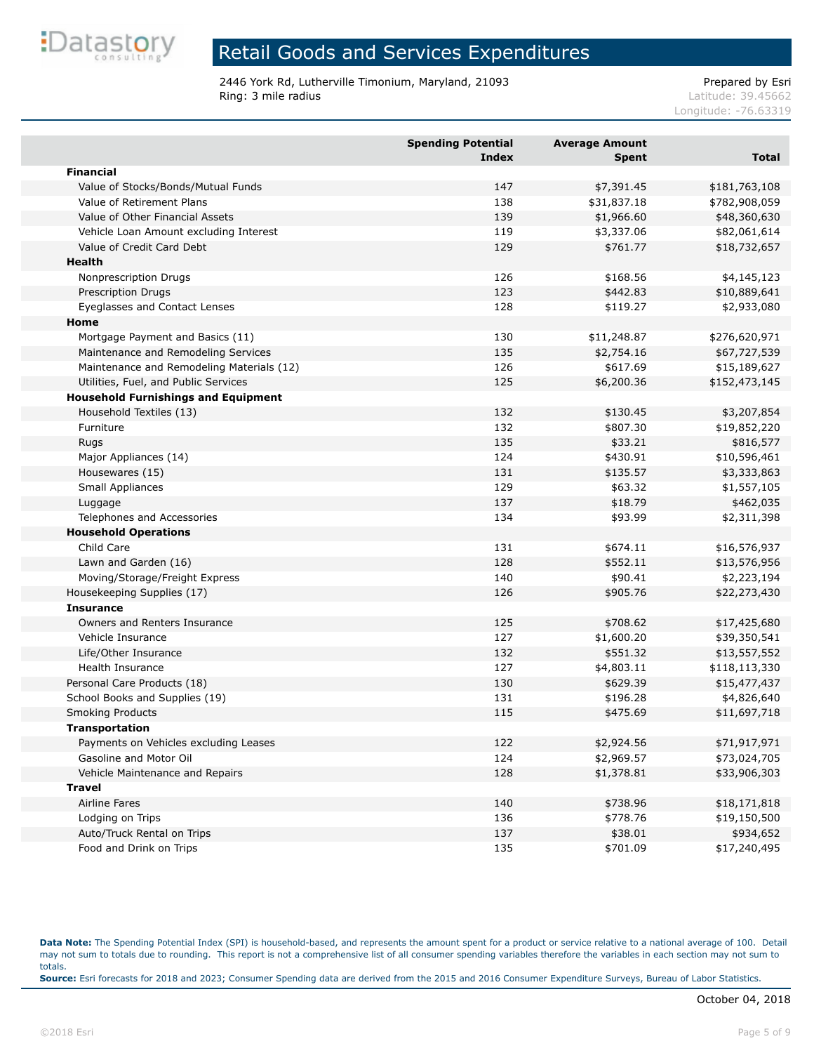# Retail Goods and Services Expenditures

2446 York Rd, Lutherville Timonium, Maryland, 21093
Ring: 3 mile radius

Prepared by Esri
Latitude: 39.45662
Longitude: -76.63319

| | Spending Potential Index | Average Amount Spent | Total |
|---|---|---|---|
| **Financial** | | | |
| Value of Stocks/Bonds/Mutual Funds | 147 | $7,391.45 | $181,763,108 |
| Value of Retirement Plans | 138 | $31,837.18 | $782,908,059 |
| Value of Other Financial Assets | 139 | $1,966.60 | $48,360,630 |
| Vehicle Loan Amount excluding Interest | 119 | $3,337.06 | $82,061,614 |
| Value of Credit Card Debt | 129 | $761.77 | $18,732,657 |
| **Health** | | | |
| Nonprescription Drugs | 126 | $168.56 | $4,145,123 |
| Prescription Drugs | 123 | $442.83 | $10,889,641 |
| Eyeglasses and Contact Lenses | 128 | $119.27 | $2,933,080 |
| **Home** | | | |
| Mortgage Payment and Basics (11) | 130 | $11,248.87 | $276,620,971 |
| Maintenance and Remodeling Services | 135 | $2,754.16 | $67,727,539 |
| Maintenance and Remodeling Materials (12) | 126 | $617.69 | $15,189,627 |
| Utilities, Fuel, and Public Services | 125 | $6,200.36 | $152,473,145 |
| **Household Furnishings and Equipment** | | | |
| Household Textiles (13) | 132 | $130.45 | $3,207,854 |
| Furniture | 132 | $807.30 | $19,852,220 |
| Rugs | 135 | $33.21 | $816,577 |
| Major Appliances (14) | 124 | $430.91 | $10,596,461 |
| Housewares (15) | 131 | $135.57 | $3,333,863 |
| Small Appliances | 129 | $63.32 | $1,557,105 |
| Luggage | 137 | $18.79 | $462,035 |
| Telephones and Accessories | 134 | $93.99 | $2,311,398 |
| **Household Operations** | | | |
| Child Care | 131 | $674.11 | $16,576,937 |
| Lawn and Garden (16) | 128 | $552.11 | $13,576,956 |
| Moving/Storage/Freight Express | 140 | $90.41 | $2,223,194 |
| Housekeeping Supplies (17) | 126 | $905.76 | $22,273,430 |
| **Insurance** | | | |
| Owners and Renters Insurance | 125 | $708.62 | $17,425,680 |
| Vehicle Insurance | 127 | $1,600.20 | $39,350,541 |
| Life/Other Insurance | 132 | $551.32 | $13,557,552 |
| Health Insurance | 127 | $4,803.11 | $118,113,330 |
| Personal Care Products (18) | 130 | $629.39 | $15,477,437 |
| School Books and Supplies (19) | 131 | $196.28 | $4,826,640 |
| Smoking Products | 115 | $475.69 | $11,697,718 |
| **Transportation** | | | |
| Payments on Vehicles excluding Leases | 122 | $2,924.56 | $71,917,971 |
| Gasoline and Motor Oil | 124 | $2,969.57 | $73,024,705 |
| Vehicle Maintenance and Repairs | 128 | $1,378.81 | $33,906,303 |
| **Travel** | | | |
| Airline Fares | 140 | $738.96 | $18,171,818 |
| Lodging on Trips | 136 | $778.76 | $19,150,500 |
| Auto/Truck Rental on Trips | 137 | $38.01 | $934,652 |
| Food and Drink on Trips | 135 | $701.09 | $17,240,495 |

**Data Note:** The Spending Potential Index (SPI) is household-based, and represents the amount spent for a product or service relative to a national average of 100. Detail may not sum to totals due to rounding. This report is not a comprehensive list of all consumer spending variables therefore the variables in each section may not sum to totals.
**Source:** Esri forecasts for 2018 and 2023; Consumer Spending data are derived from the 2015 and 2016 Consumer Expenditure Surveys, Bureau of Labor Statistics.

October 04, 2018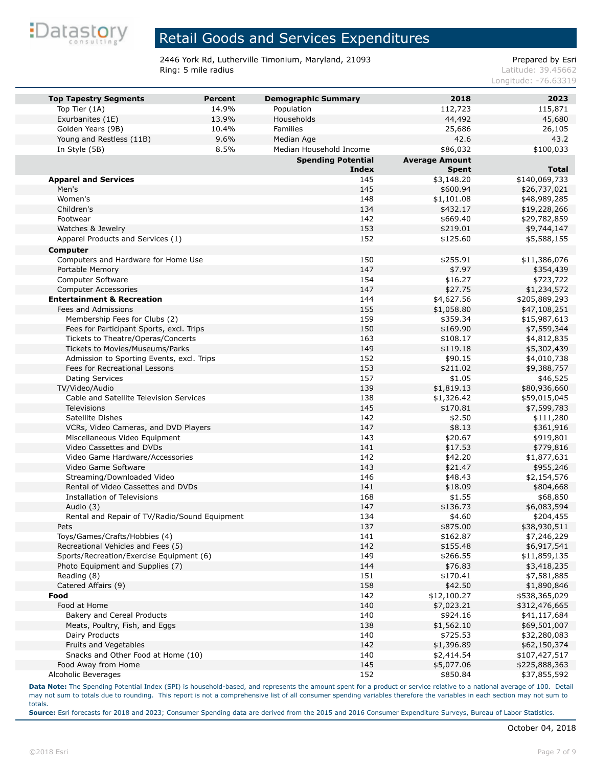# Retail Goods and Services Expenditures

2446 York Rd, Lutherville Timonium, Maryland, 21093
Ring: 5 mile radius

Prepared by Esri
Latitude: 39.45662
Longitude: -76.63319

| Top Tapestry Segments | Percent | Demographic Summary | 2018 | 2023 |
|---|---|---|---|---|
| Top Tier (1A) | 14.9% | Population | 112,723 | 115,871 |
| Exurbanites (1E) | 13.9% | Households | 44,492 | 45,680 |
| Golden Years (9B) | 10.4% | Families | 25,686 | 26,105 |
| Young and Restless (11B) | 9.6% | Median Age | 42.6 | 43.2 |
| In Style (5B) | 8.5% | Median Household Income | $86,032 | $100,033 |

| | Spending Potential Index | Average Amount Spent | Total |
|---|---|---|---|
| **Apparel and Services** | 145 | $3,148.20 | $140,069,733 |
| Men's | 145 | $600.94 | $26,737,021 |
| Women's | 148 | $1,101.08 | $48,989,285 |
| Children's | 134 | $432.17 | $19,228,266 |
| Footwear | 142 | $669.40 | $29,782,859 |
| Watches & Jewelry | 153 | $219.01 | $9,744,147 |
| Apparel Products and Services (1) | 152 | $125.60 | $5,588,155 |
| **Computer** | | | |
| Computers and Hardware for Home Use | 150 | $255.91 | $11,386,076 |
| Portable Memory | 147 | $7.97 | $354,439 |
| Computer Software | 154 | $16.27 | $723,722 |
| Computer Accessories | 147 | $27.75 | $1,234,572 |
| **Entertainment & Recreation** | 144 | $4,627.56 | $205,889,293 |
| Fees and Admissions | 155 | $1,058.80 | $47,108,251 |
| Membership Fees for Clubs (2) | 159 | $359.34 | $15,987,613 |
| Fees for Participant Sports, excl. Trips | 150 | $169.90 | $7,559,344 |
| Tickets to Theatre/Operas/Concerts | 163 | $108.17 | $4,812,835 |
| Tickets to Movies/Museums/Parks | 149 | $119.18 | $5,302,439 |
| Admission to Sporting Events, excl. Trips | 152 | $90.15 | $4,010,738 |
| Fees for Recreational Lessons | 153 | $211.02 | $9,388,757 |
| Dating Services | 157 | $1.05 | $46,525 |
| TV/Video/Audio | 139 | $1,819.13 | $80,936,660 |
| Cable and Satellite Television Services | 138 | $1,326.42 | $59,015,045 |
| Televisions | 145 | $170.81 | $7,599,783 |
| Satellite Dishes | 142 | $2.50 | $111,280 |
| VCRs, Video Cameras, and DVD Players | 147 | $8.13 | $361,916 |
| Miscellaneous Video Equipment | 143 | $20.67 | $919,801 |
| Video Cassettes and DVDs | 141 | $17.53 | $779,816 |
| Video Game Hardware/Accessories | 142 | $42.20 | $1,877,631 |
| Video Game Software | 143 | $21.47 | $955,246 |
| Streaming/Downloaded Video | 146 | $48.43 | $2,154,576 |
| Rental of Video Cassettes and DVDs | 141 | $18.09 | $804,668 |
| Installation of Televisions | 168 | $1.55 | $68,850 |
| Audio (3) | 147 | $136.73 | $6,083,594 |
| Rental and Repair of TV/Radio/Sound Equipment | 134 | $4.60 | $204,455 |
| Pets | 137 | $875.00 | $38,930,511 |
| Toys/Games/Crafts/Hobbies (4) | 141 | $162.87 | $7,246,229 |
| Recreational Vehicles and Fees (5) | 142 | $155.48 | $6,917,541 |
| Sports/Recreation/Exercise Equipment (6) | 149 | $266.55 | $11,859,135 |
| Photo Equipment and Supplies (7) | 144 | $76.83 | $3,418,235 |
| Reading (8) | 151 | $170.41 | $7,581,885 |
| Catered Affairs (9) | 158 | $42.50 | $1,890,846 |
| **Food** | 142 | $12,100.27 | $538,365,029 |
| Food at Home | 140 | $7,023.21 | $312,476,665 |
| Bakery and Cereal Products | 140 | $924.16 | $41,117,684 |
| Meats, Poultry, Fish, and Eggs | 138 | $1,562.10 | $69,501,007 |
| Dairy Products | 140 | $725.53 | $32,280,083 |
| Fruits and Vegetables | 142 | $1,396.89 | $62,150,374 |
| Snacks and Other Food at Home (10) | 140 | $2,414.54 | $107,427,517 |
| Food Away from Home | 145 | $5,077.06 | $225,888,363 |
| Alcoholic Beverages | 152 | $850.84 | $37,855,592 |

**Data Note:** The Spending Potential Index (SPI) is household-based, and represents the amount spent for a product or service relative to a national average of 100. Detail may not sum to totals due to rounding. This report is not a comprehensive list of all consumer spending variables therefore the variables in each section may not sum to totals.
**Source:** Esri forecasts for 2018 and 2023; Consumer Spending data are derived from the 2015 and 2016 Consumer Expenditure Surveys, Bureau of Labor Statistics.

October 04, 2018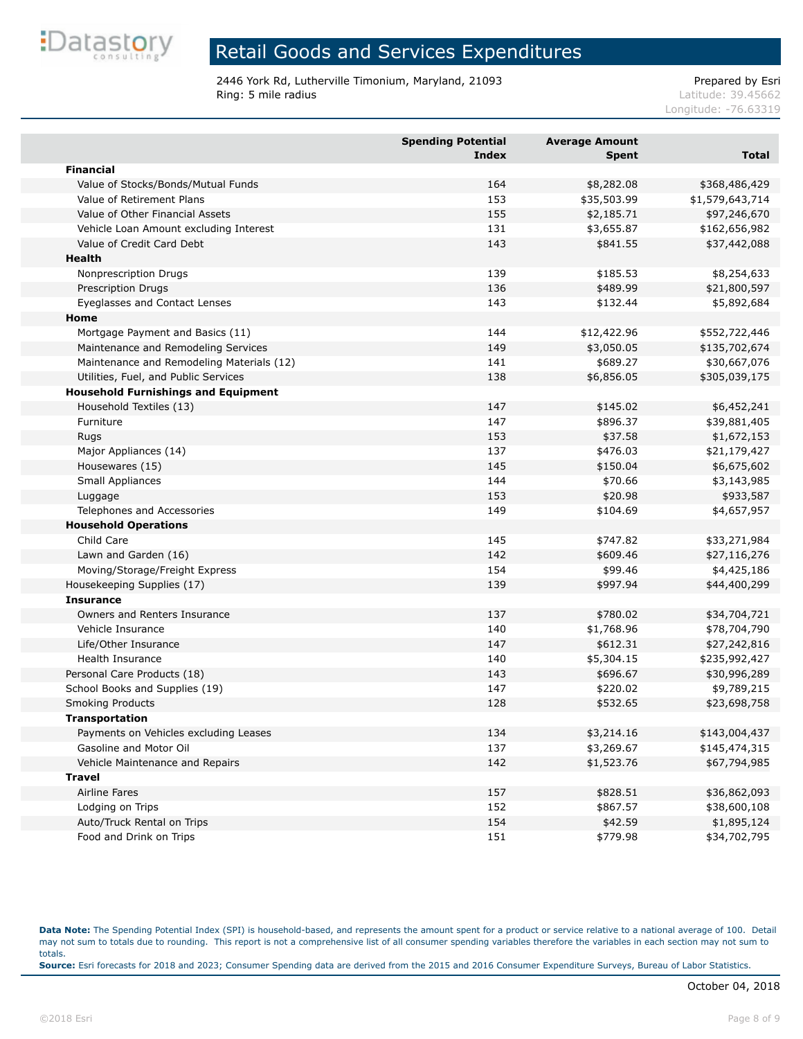# Retail Goods and Services Expenditures

2446 York Rd, Lutherville Timonium, Maryland, 21093
Ring: 5 mile radius

Prepared by Esri
Latitude: 39.45662
Longitude: -76.63319

| | Spending Potential Index | Average Amount Spent | Total |
|---|---|---|---|
| **Financial** | | | |
| Value of Stocks/Bonds/Mutual Funds | 164 | $8,282.08 | $368,486,429 |
| Value of Retirement Plans | 153 | $35,503.99 | $1,579,643,714 |
| Value of Other Financial Assets | 155 | $2,185.71 | $97,246,670 |
| Vehicle Loan Amount excluding Interest | 131 | $3,655.87 | $162,656,982 |
| Value of Credit Card Debt | 143 | $841.55 | $37,442,088 |
| **Health** | | | |
| Nonprescription Drugs | 139 | $185.53 | $8,254,633 |
| Prescription Drugs | 136 | $489.99 | $21,800,597 |
| Eyeglasses and Contact Lenses | 143 | $132.44 | $5,892,684 |
| **Home** | | | |
| Mortgage Payment and Basics (11) | 144 | $12,422.96 | $552,722,446 |
| Maintenance and Remodeling Services | 149 | $3,050.05 | $135,702,674 |
| Maintenance and Remodeling Materials (12) | 141 | $689.27 | $30,667,076 |
| Utilities, Fuel, and Public Services | 138 | $6,856.05 | $305,039,175 |
| **Household Furnishings and Equipment** | | | |
| Household Textiles (13) | 147 | $145.02 | $6,452,241 |
| Furniture | 147 | $896.37 | $39,881,405 |
| Rugs | 153 | $37.58 | $1,672,153 |
| Major Appliances (14) | 137 | $476.03 | $21,179,427 |
| Housewares (15) | 145 | $150.04 | $6,675,602 |
| Small Appliances | 144 | $70.66 | $3,143,985 |
| Luggage | 153 | $20.98 | $933,587 |
| Telephones and Accessories | 149 | $104.69 | $4,657,957 |
| **Household Operations** | | | |
| Child Care | 145 | $747.82 | $33,271,984 |
| Lawn and Garden (16) | 142 | $609.46 | $27,116,276 |
| Moving/Storage/Freight Express | 154 | $99.46 | $4,425,186 |
| Housekeeping Supplies (17) | 139 | $997.94 | $44,400,299 |
| **Insurance** | | | |
| Owners and Renters Insurance | 137 | $780.02 | $34,704,721 |
| Vehicle Insurance | 140 | $1,768.96 | $78,704,790 |
| Life/Other Insurance | 147 | $612.31 | $27,242,816 |
| Health Insurance | 140 | $5,304.15 | $235,992,427 |
| Personal Care Products (18) | 143 | $696.67 | $30,996,289 |
| School Books and Supplies (19) | 147 | $220.02 | $9,789,215 |
| Smoking Products | 128 | $532.65 | $23,698,758 |
| **Transportation** | | | |
| Payments on Vehicles excluding Leases | 134 | $3,214.16 | $143,004,437 |
| Gasoline and Motor Oil | 137 | $3,269.67 | $145,474,315 |
| Vehicle Maintenance and Repairs | 142 | $1,523.76 | $67,794,985 |
| **Travel** | | | |
| Airline Fares | 157 | $828.51 | $36,862,093 |
| Lodging on Trips | 152 | $867.57 | $38,600,108 |
| Auto/Truck Rental on Trips | 154 | $42.59 | $1,895,124 |
| Food and Drink on Trips | 151 | $779.98 | $34,702,795 |

**Data Note:** The Spending Potential Index (SPI) is household-based, and represents the amount spent for a product or service relative to a national average of 100. Detail may not sum to totals due to rounding. This report is not a comprehensive list of all consumer spending variables therefore the variables in each section may not sum to totals.
**Source:** Esri forecasts for 2018 and 2023; Consumer Spending data are derived from the 2015 and 2016 Consumer Expenditure Surveys, Bureau of Labor Statistics.

October 04, 2018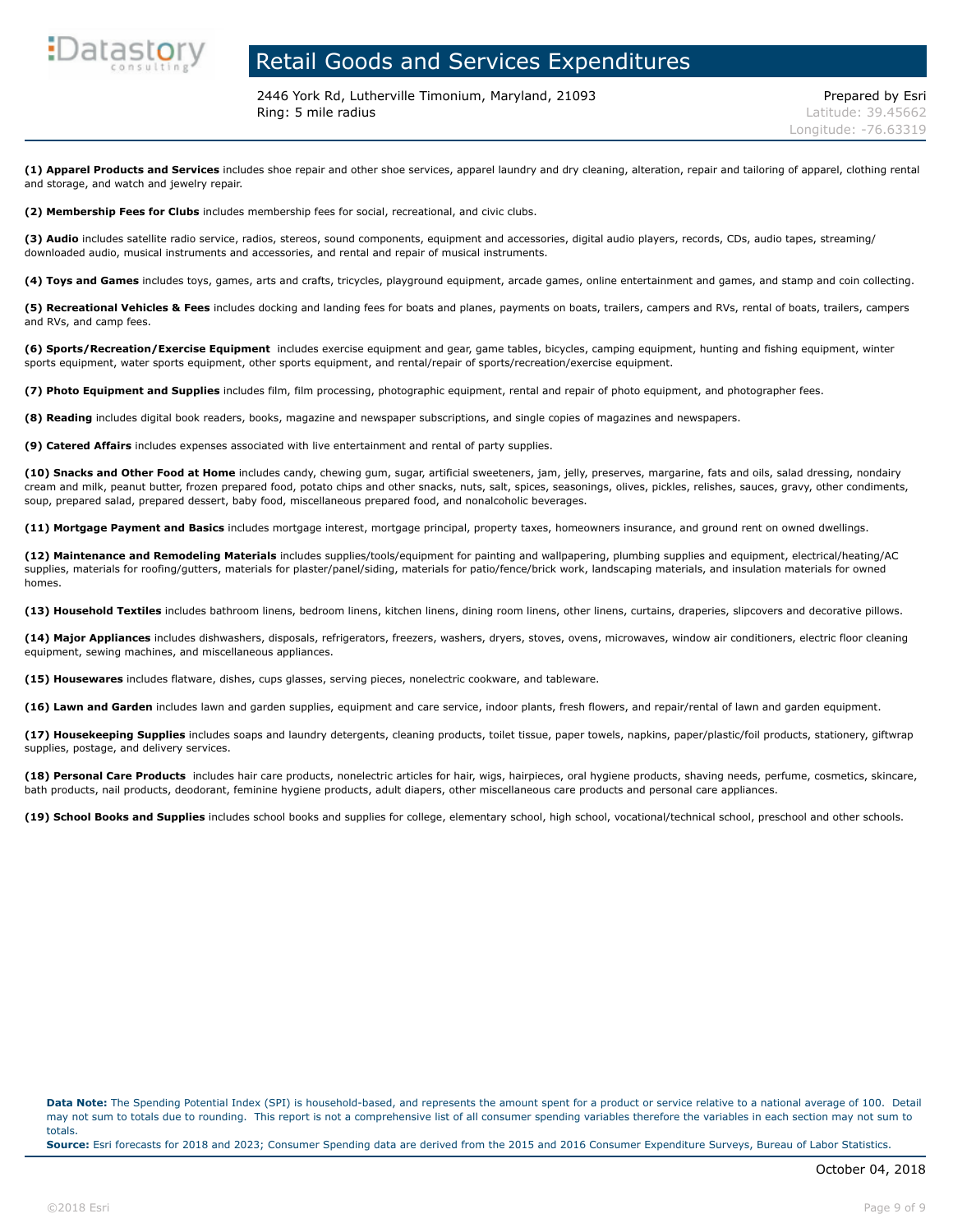# Retail Goods and Services Expenditures

2446 York Rd, Lutherville Timonium, Maryland, 21093
Ring: 5 mile radius

Prepared by Esri
Latitude: 39.45662
Longitude: -76.63319

**(1) Apparel Products and Services** includes shoe repair and other shoe services, apparel laundry and dry cleaning, alteration, repair and tailoring of apparel, clothing rental and storage, and watch and jewelry repair.

**(2) Membership Fees for Clubs** includes membership fees for social, recreational, and civic clubs.

**(3) Audio** includes satellite radio service, radios, stereos, sound components, equipment and accessories, digital audio players, records, CDs, audio tapes, streaming/downloaded audio, musical instruments and accessories, and rental and repair of musical instruments.

**(4) Toys and Games** includes toys, games, arts and crafts, tricycles, playground equipment, arcade games, online entertainment and games, and stamp and coin collecting.

**(5) Recreational Vehicles & Fees** includes docking and landing fees for boats and planes, payments on boats, trailers, campers and RVs, rental of boats, trailers, campers and RVs, and camp fees.

**(6) Sports/Recreation/Exercise Equipment** includes exercise equipment and gear, game tables, bicycles, camping equipment, hunting and fishing equipment, winter sports equipment, water sports equipment, other sports equipment, and rental/repair of sports/recreation/exercise equipment.

**(7) Photo Equipment and Supplies** includes film, film processing, photographic equipment, rental and repair of photo equipment, and photographer fees.

**(8) Reading** includes digital book readers, books, magazine and newspaper subscriptions, and single copies of magazines and newspapers.

**(9) Catered Affairs** includes expenses associated with live entertainment and rental of party supplies.

**(10) Snacks and Other Food at Home** includes candy, chewing gum, sugar, artificial sweeteners, jam, jelly, preserves, margarine, fats and oils, salad dressing, nondairy cream and milk, peanut butter, frozen prepared food, potato chips and other snacks, nuts, salt, spices, seasonings, olives, pickles, relishes, sauces, gravy, other condiments, soup, prepared salad, prepared dessert, baby food, miscellaneous prepared food, and nonalcoholic beverages.

**(11) Mortgage Payment and Basics** includes mortgage interest, mortgage principal, property taxes, homeowners insurance, and ground rent on owned dwellings.

**(12) Maintenance and Remodeling Materials** includes supplies/tools/equipment for painting and wallpapering, plumbing supplies and equipment, electrical/heating/AC supplies, materials for roofing/gutters, materials for plaster/panel/siding, materials for patio/fence/brick work, landscaping materials, and insulation materials for owned homes.

**(13) Household Textiles** includes bathroom linens, bedroom linens, kitchen linens, dining room linens, other linens, curtains, draperies, slipcovers and decorative pillows.

**(14) Major Appliances** includes dishwashers, disposals, refrigerators, freezers, washers, dryers, stoves, ovens, microwaves, window air conditioners, electric floor cleaning equipment, sewing machines, and miscellaneous appliances.

**(15) Housewares** includes flatware, dishes, cups glasses, serving pieces, nonelectric cookware, and tableware.

**(16) Lawn and Garden** includes lawn and garden supplies, equipment and care service, indoor plants, fresh flowers, and repair/rental of lawn and garden equipment.

**(17) Housekeeping Supplies** includes soaps and laundry detergents, cleaning products, toilet tissue, paper towels, napkins, paper/plastic/foil products, stationery, giftwrap supplies, postage, and delivery services.

**(18) Personal Care Products** includes hair care products, nonelectric articles for hair, wigs, hairpieces, oral hygiene products, shaving needs, perfume, cosmetics, skincare, bath products, nail products, deodorant, feminine hygiene products, adult diapers, other miscellaneous care products and personal care appliances.

**(19) School Books and Supplies** includes school books and supplies for college, elementary school, high school, vocational/technical school, preschool and other schools.

**Data Note:** The Spending Potential Index (SPI) is household-based, and represents the amount spent for a product or service relative to a national average of 100. Detail may not sum to totals due to rounding. This report is not a comprehensive list of all consumer spending variables therefore the variables in each section may not sum to totals.
**Source:** Esri forecasts for 2018 and 2023; Consumer Spending data are derived from the 2015 and 2016 Consumer Expenditure Surveys, Bureau of Labor Statistics.

October 04, 2018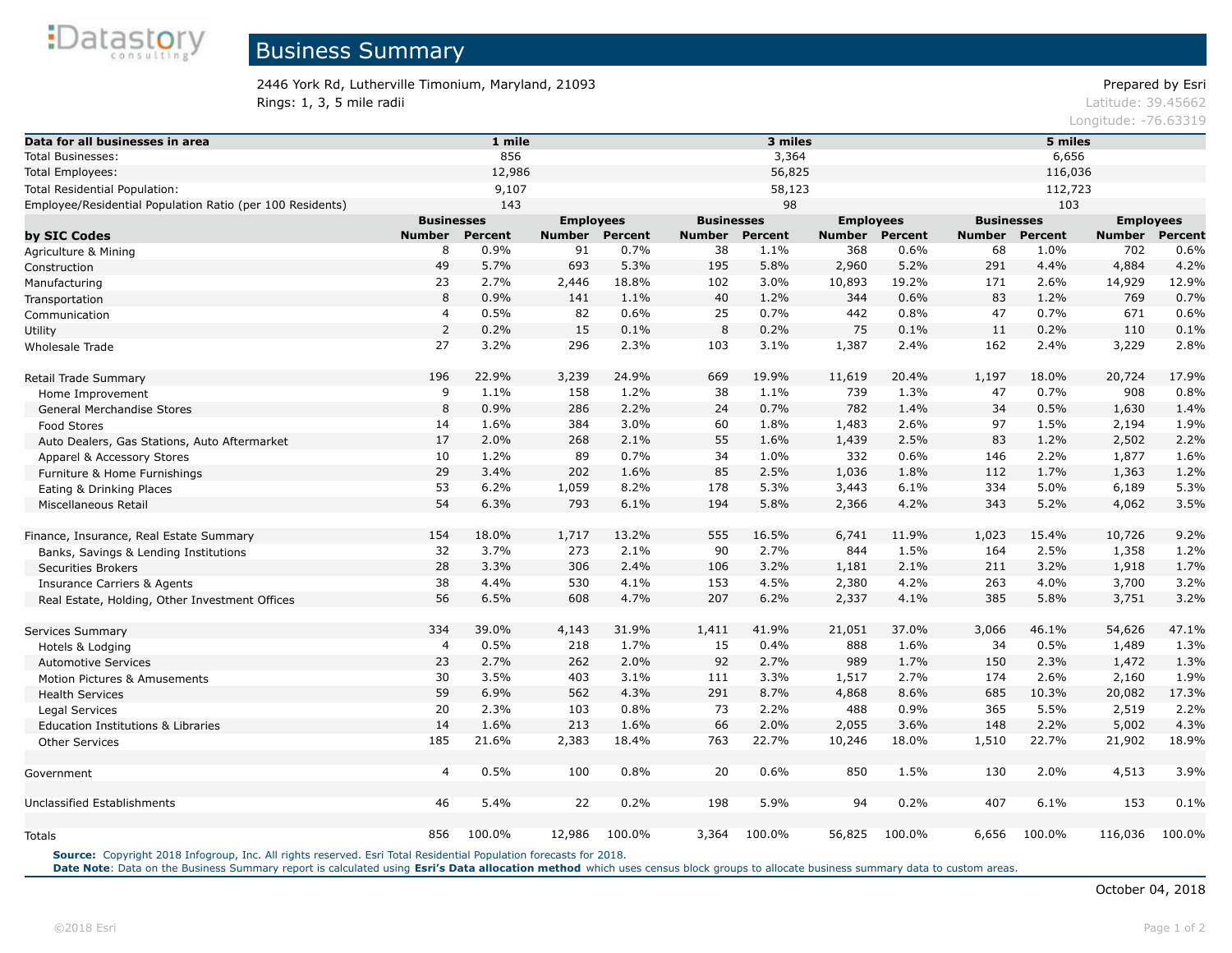# Business Summary

2446 York Rd, Lutherville Timonium, Maryland, 21093
Rings: 1, 3, 5 mile radii

Prepared by Esri
Latitude: 39.45662
Longitude: -76.63319

| Data for all businesses in area | 1 mile | 3 miles | 5 miles |
|---|---|---|---|
| Total Businesses: | 856 | 3,364 | 6,656 |
| Total Employees: | 12,986 | 56,825 | 116,036 |
| Total Residential Population: | 9,107 | 58,123 | 112,723 |
| Employee/Residential Population Ratio (per 100 Residents) | 143 | 98 | 103 |

| | 1 mile | | | | 3 miles | | | | 5 miles | | | |
|---|---|---|---|---|---|---|---|---|---|---|---|---|
| | Businesses | | Employees | | Businesses | | Employees | | Businesses | | Employees | |
| **by SIC Codes** | Number | Percent | Number | Percent | Number | Percent | Number | Percent | Number | Percent | Number | Percent |
| Agriculture & Mining | 8 | 0.9% | 91 | 0.7% | 38 | 1.1% | 368 | 0.6% | 68 | 1.0% | 702 | 0.6% |
| Construction | 49 | 5.7% | 693 | 5.3% | 195 | 5.8% | 2,960 | 5.2% | 291 | 4.4% | 4,884 | 4.2% |
| Manufacturing | 23 | 2.7% | 2,446 | 18.8% | 102 | 3.0% | 10,893 | 19.2% | 171 | 2.6% | 14,929 | 12.9% |
| Transportation | 8 | 0.9% | 141 | 1.1% | 40 | 1.2% | 344 | 0.6% | 83 | 1.2% | 769 | 0.7% |
| Communication | 4 | 0.5% | 82 | 0.6% | 25 | 0.7% | 442 | 0.8% | 47 | 0.7% | 671 | 0.6% |
| Utility | 2 | 0.2% | 15 | 0.1% | 8 | 0.2% | 75 | 0.1% | 11 | 0.2% | 110 | 0.1% |
| Wholesale Trade | 27 | 3.2% | 296 | 2.3% | 103 | 3.1% | 1,387 | 2.4% | 162 | 2.4% | 3,229 | 2.8% |
| Retail Trade Summary | 196 | 22.9% | 3,239 | 24.9% | 669 | 19.9% | 11,619 | 20.4% | 1,197 | 18.0% | 20,724 | 17.9% |
| Home Improvement | 9 | 1.1% | 158 | 1.2% | 38 | 1.1% | 739 | 1.3% | 47 | 0.7% | 908 | 0.8% |
| General Merchandise Stores | 8 | 0.9% | 286 | 2.2% | 24 | 0.7% | 782 | 1.4% | 34 | 0.5% | 1,630 | 1.4% |
| Food Stores | 14 | 1.6% | 384 | 3.0% | 60 | 1.8% | 1,483 | 2.6% | 97 | 1.5% | 2,194 | 1.9% |
| Auto Dealers, Gas Stations, Auto Aftermarket | 17 | 2.0% | 268 | 2.1% | 55 | 1.6% | 1,439 | 2.5% | 83 | 1.2% | 2,502 | 2.2% |
| Apparel & Accessory Stores | 10 | 1.2% | 89 | 0.7% | 34 | 1.0% | 332 | 0.6% | 146 | 2.2% | 1,877 | 1.6% |
| Furniture & Home Furnishings | 29 | 3.4% | 202 | 1.6% | 85 | 2.5% | 1,036 | 1.8% | 112 | 1.7% | 1,363 | 1.2% |
| Eating & Drinking Places | 53 | 6.2% | 1,059 | 8.2% | 178 | 5.3% | 3,443 | 6.1% | 334 | 5.0% | 6,189 | 5.3% |
| Miscellaneous Retail | 54 | 6.3% | 793 | 6.1% | 194 | 5.8% | 2,366 | 4.2% | 343 | 5.2% | 4,062 | 3.5% |
| Finance, Insurance, Real Estate Summary | 154 | 18.0% | 1,717 | 13.2% | 555 | 16.5% | 6,741 | 11.9% | 1,023 | 15.4% | 10,726 | 9.2% |
| Banks, Savings & Lending Institutions | 32 | 3.7% | 273 | 2.1% | 90 | 2.7% | 844 | 1.5% | 164 | 2.5% | 1,358 | 1.2% |
| Securities Brokers | 28 | 3.3% | 306 | 2.4% | 106 | 3.2% | 1,181 | 2.1% | 211 | 3.2% | 1,918 | 1.7% |
| Insurance Carriers & Agents | 38 | 4.4% | 530 | 4.1% | 153 | 4.5% | 2,380 | 4.2% | 263 | 4.0% | 3,700 | 3.2% |
| Real Estate, Holding, Other Investment Offices | 56 | 6.5% | 608 | 4.7% | 207 | 6.2% | 2,337 | 4.1% | 385 | 5.8% | 3,751 | 3.2% |
| Services Summary | 334 | 39.0% | 4,143 | 31.9% | 1,411 | 41.9% | 21,051 | 37.0% | 3,066 | 46.1% | 54,626 | 47.1% |
| Hotels & Lodging | 4 | 0.5% | 218 | 1.7% | 15 | 0.4% | 888 | 1.6% | 34 | 0.5% | 1,489 | 1.3% |
| Automotive Services | 23 | 2.7% | 262 | 2.0% | 92 | 2.7% | 989 | 1.7% | 150 | 2.3% | 1,472 | 1.3% |
| Motion Pictures & Amusements | 30 | 3.5% | 403 | 3.1% | 111 | 3.3% | 1,517 | 2.7% | 174 | 2.6% | 2,160 | 1.9% |
| Health Services | 59 | 6.9% | 562 | 4.3% | 291 | 8.7% | 4,868 | 8.6% | 685 | 10.3% | 20,082 | 17.3% |
| Legal Services | 20 | 2.3% | 103 | 0.8% | 73 | 2.2% | 488 | 0.9% | 365 | 5.5% | 2,519 | 2.2% |
| Education Institutions & Libraries | 14 | 1.6% | 213 | 1.6% | 66 | 2.0% | 2,055 | 3.6% | 148 | 2.2% | 5,002 | 4.3% |
| Other Services | 185 | 21.6% | 2,383 | 18.4% | 763 | 22.7% | 10,246 | 18.0% | 1,510 | 22.7% | 21,902 | 18.9% |
| Government | 4 | 0.5% | 100 | 0.8% | 20 | 0.6% | 850 | 1.5% | 130 | 2.0% | 4,513 | 3.9% |
| Unclassified Establishments | 46 | 5.4% | 22 | 0.2% | 198 | 5.9% | 94 | 0.2% | 407 | 6.1% | 153 | 0.1% |
| Totals | 856 | 100.0% | 12,986 | 100.0% | 3,364 | 100.0% | 56,825 | 100.0% | 6,656 | 100.0% | 116,036 | 100.0% |

**Source:** Copyright 2018 Infogroup, Inc. All rights reserved. Esri Total Residential Population forecasts for 2018.
**Date Note**: Data on the Business Summary report is calculated using **Esri's Data allocation method** which uses census block groups to allocate business summary data to custom areas.

October 04, 2018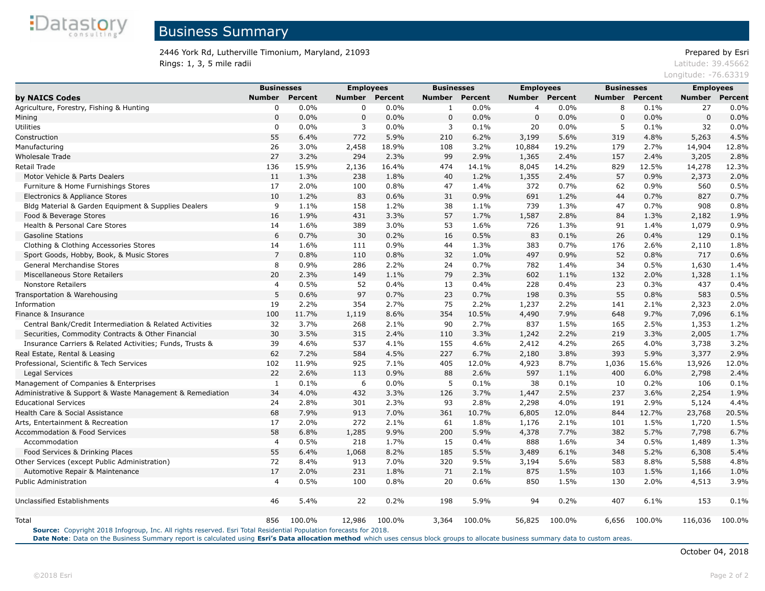# Business Summary

2446 York Rd, Lutherville Timonium, Maryland, 21093
Rings: 1, 3, 5 mile radii

Prepared by Esri
Latitude: 39.45662
Longitude: -76.63319

| | Businesses | | Employees | | Businesses | | Employees | | Businesses | | Employees | |
|---|---|---|---|---|---|---|---|---|---|---|---|---|
| **by NAICS Codes** | **Number** | **Percent** | **Number** | **Percent** | **Number** | **Percent** | **Number** | **Percent** | **Number** | **Percent** | **Number** | **Percent** |
| Agriculture, Forestry, Fishing & Hunting | 0 | 0.0% | 0 | 0.0% | 1 | 0.0% | 4 | 0.0% | 8 | 0.1% | 27 | 0.0% |
| Mining | 0 | 0.0% | 0 | 0.0% | 0 | 0.0% | 0 | 0.0% | 0 | 0.0% | 0 | 0.0% |
| Utilities | 0 | 0.0% | 3 | 0.0% | 3 | 0.1% | 20 | 0.0% | 5 | 0.1% | 32 | 0.0% |
| Construction | 55 | 6.4% | 772 | 5.9% | 210 | 6.2% | 3,199 | 5.6% | 319 | 4.8% | 5,263 | 4.5% |
| Manufacturing | 26 | 3.0% | 2,458 | 18.9% | 108 | 3.2% | 10,884 | 19.2% | 179 | 2.7% | 14,904 | 12.8% |
| Wholesale Trade | 27 | 3.2% | 294 | 2.3% | 99 | 2.9% | 1,365 | 2.4% | 157 | 2.4% | 3,205 | 2.8% |
| Retail Trade | 136 | 15.9% | 2,136 | 16.4% | 474 | 14.1% | 8,045 | 14.2% | 829 | 12.5% | 14,278 | 12.3% |
| Motor Vehicle & Parts Dealers | 11 | 1.3% | 238 | 1.8% | 40 | 1.2% | 1,355 | 2.4% | 57 | 0.9% | 2,373 | 2.0% |
| Furniture & Home Furnishings Stores | 17 | 2.0% | 100 | 0.8% | 47 | 1.4% | 372 | 0.7% | 62 | 0.9% | 560 | 0.5% |
| Electronics & Appliance Stores | 10 | 1.2% | 83 | 0.6% | 31 | 0.9% | 691 | 1.2% | 44 | 0.7% | 827 | 0.7% |
| Bldg Material & Garden Equipment & Supplies Dealers | 9 | 1.1% | 158 | 1.2% | 38 | 1.1% | 739 | 1.3% | 47 | 0.7% | 908 | 0.8% |
| Food & Beverage Stores | 16 | 1.9% | 431 | 3.3% | 57 | 1.7% | 1,587 | 2.8% | 84 | 1.3% | 2,182 | 1.9% |
| Health & Personal Care Stores | 14 | 1.6% | 389 | 3.0% | 53 | 1.6% | 726 | 1.3% | 91 | 1.4% | 1,079 | 0.9% |
| Gasoline Stations | 6 | 0.7% | 30 | 0.2% | 16 | 0.5% | 83 | 0.1% | 26 | 0.4% | 129 | 0.1% |
| Clothing & Clothing Accessories Stores | 14 | 1.6% | 111 | 0.9% | 44 | 1.3% | 383 | 0.7% | 176 | 2.6% | 2,110 | 1.8% |
| Sport Goods, Hobby, Book, & Music Stores | 7 | 0.8% | 110 | 0.8% | 32 | 1.0% | 497 | 0.9% | 52 | 0.8% | 717 | 0.6% |
| General Merchandise Stores | 8 | 0.9% | 286 | 2.2% | 24 | 0.7% | 782 | 1.4% | 34 | 0.5% | 1,630 | 1.4% |
| Miscellaneous Store Retailers | 20 | 2.3% | 149 | 1.1% | 79 | 2.3% | 602 | 1.1% | 132 | 2.0% | 1,328 | 1.1% |
| Nonstore Retailers | 4 | 0.5% | 52 | 0.4% | 13 | 0.4% | 228 | 0.4% | 23 | 0.3% | 437 | 0.4% |
| Transportation & Warehousing | 5 | 0.6% | 97 | 0.7% | 23 | 0.7% | 198 | 0.3% | 55 | 0.8% | 583 | 0.5% |
| Information | 19 | 2.2% | 354 | 2.7% | 75 | 2.2% | 1,237 | 2.2% | 141 | 2.1% | 2,323 | 2.0% |
| Finance & Insurance | 100 | 11.7% | 1,119 | 8.6% | 354 | 10.5% | 4,490 | 7.9% | 648 | 9.7% | 7,096 | 6.1% |
| Central Bank/Credit Intermediation & Related Activities | 32 | 3.7% | 268 | 2.1% | 90 | 2.7% | 837 | 1.5% | 165 | 2.5% | 1,353 | 1.2% |
| Securities, Commodity Contracts & Other Financial | 30 | 3.5% | 315 | 2.4% | 110 | 3.3% | 1,242 | 2.2% | 219 | 3.3% | 2,005 | 1.7% |
| Insurance Carriers & Related Activities; Funds, Trusts & | 39 | 4.6% | 537 | 4.1% | 155 | 4.6% | 2,412 | 4.2% | 265 | 4.0% | 3,738 | 3.2% |
| Real Estate, Rental & Leasing | 62 | 7.2% | 584 | 4.5% | 227 | 6.7% | 2,180 | 3.8% | 393 | 5.9% | 3,377 | 2.9% |
| Professional, Scientific & Tech Services | 102 | 11.9% | 925 | 7.1% | 405 | 12.0% | 4,923 | 8.7% | 1,036 | 15.6% | 13,926 | 12.0% |
| Legal Services | 22 | 2.6% | 113 | 0.9% | 88 | 2.6% | 597 | 1.1% | 400 | 6.0% | 2,798 | 2.4% |
| Management of Companies & Enterprises | 1 | 0.1% | 6 | 0.0% | 5 | 0.1% | 38 | 0.1% | 10 | 0.2% | 106 | 0.1% |
| Administrative & Support & Waste Management & Remediation | 34 | 4.0% | 432 | 3.3% | 126 | 3.7% | 1,447 | 2.5% | 237 | 3.6% | 2,254 | 1.9% |
| Educational Services | 24 | 2.8% | 301 | 2.3% | 93 | 2.8% | 2,298 | 4.0% | 191 | 2.9% | 5,124 | 4.4% |
| Health Care & Social Assistance | 68 | 7.9% | 913 | 7.0% | 361 | 10.7% | 6,805 | 12.0% | 844 | 12.7% | 23,768 | 20.5% |
| Arts, Entertainment & Recreation | 17 | 2.0% | 272 | 2.1% | 61 | 1.8% | 1,176 | 2.1% | 101 | 1.5% | 1,720 | 1.5% |
| Accommodation & Food Services | 58 | 6.8% | 1,285 | 9.9% | 200 | 5.9% | 4,378 | 7.7% | 382 | 5.7% | 7,798 | 6.7% |
| Accommodation | 4 | 0.5% | 218 | 1.7% | 15 | 0.4% | 888 | 1.6% | 34 | 0.5% | 1,489 | 1.3% |
| Food Services & Drinking Places | 55 | 6.4% | 1,068 | 8.2% | 185 | 5.5% | 3,489 | 6.1% | 348 | 5.2% | 6,308 | 5.4% |
| Other Services (except Public Administration) | 72 | 8.4% | 913 | 7.0% | 320 | 9.5% | 3,194 | 5.6% | 583 | 8.8% | 5,588 | 4.8% |
| Automotive Repair & Maintenance | 17 | 2.0% | 231 | 1.8% | 71 | 2.1% | 875 | 1.5% | 103 | 1.5% | 1,166 | 1.0% |
| Public Administration | 4 | 0.5% | 100 | 0.8% | 20 | 0.6% | 850 | 1.5% | 130 | 2.0% | 4,513 | 3.9% |
| Unclassified Establishments | 46 | 5.4% | 22 | 0.2% | 198 | 5.9% | 94 | 0.2% | 407 | 6.1% | 153 | 0.1% |
| Total | 856 | 100.0% | 12,986 | 100.0% | 3,364 | 100.0% | 56,825 | 100.0% | 6,656 | 100.0% | 116,036 | 100.0% |

**Source:** Copyright 2018 Infogroup, Inc. All rights reserved. Esri Total Residential Population forecasts for 2018.
**Date Note**: Data on the Business Summary report is calculated using **Esri's Data allocation method** which uses census block groups to allocate business summary data to custom areas.

October 04, 2018

©2018 Esri